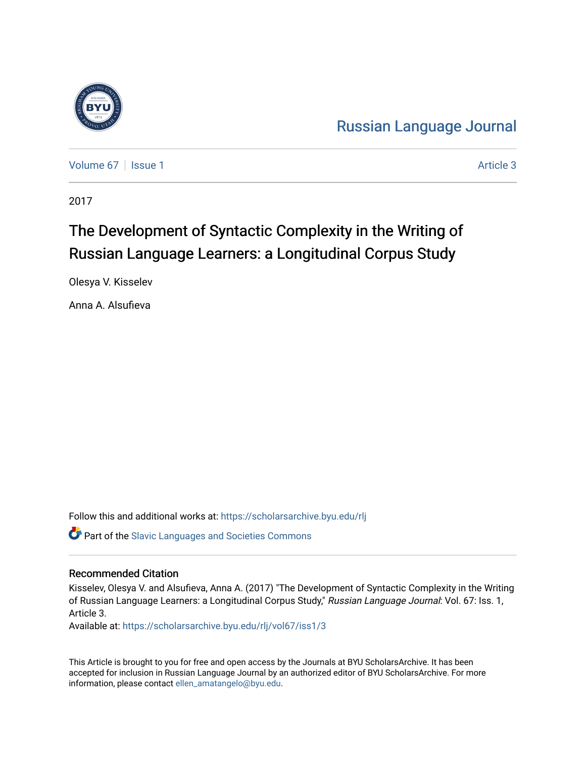Russian Language Journal

Volume 67 | Issue 1 | Article 3

2017

# The Development of Syntactic Complexity in the Writing of Russian Language Learners: a Longitudinal Corpus Study

Olesya V. Kisselev

Anna A. Alsufieva

Follow this and additional works at: https://scholarsarchive.byu.edu/rlj

Part of the Slavic Languages and Societies Commons

## Recommended Citation

Kisselev, Olesya V. and Alsufieva, Anna A. (2017) "The Development of Syntactic Complexity in the Writing of Russian Language Learners: a Longitudinal Corpus Study," *Russian Language Journal*: Vol. 67: Iss. 1, Article 3.

Available at: https://scholarsarchive.byu.edu/rlj/vol67/iss1/3

This Article is brought to you for free and open access by the Journals at BYU ScholarsArchive. It has been accepted for inclusion in Russian Language Journal by an authorized editor of BYU ScholarsArchive. For more information, please contact ellen_amatangelo@byu.edu.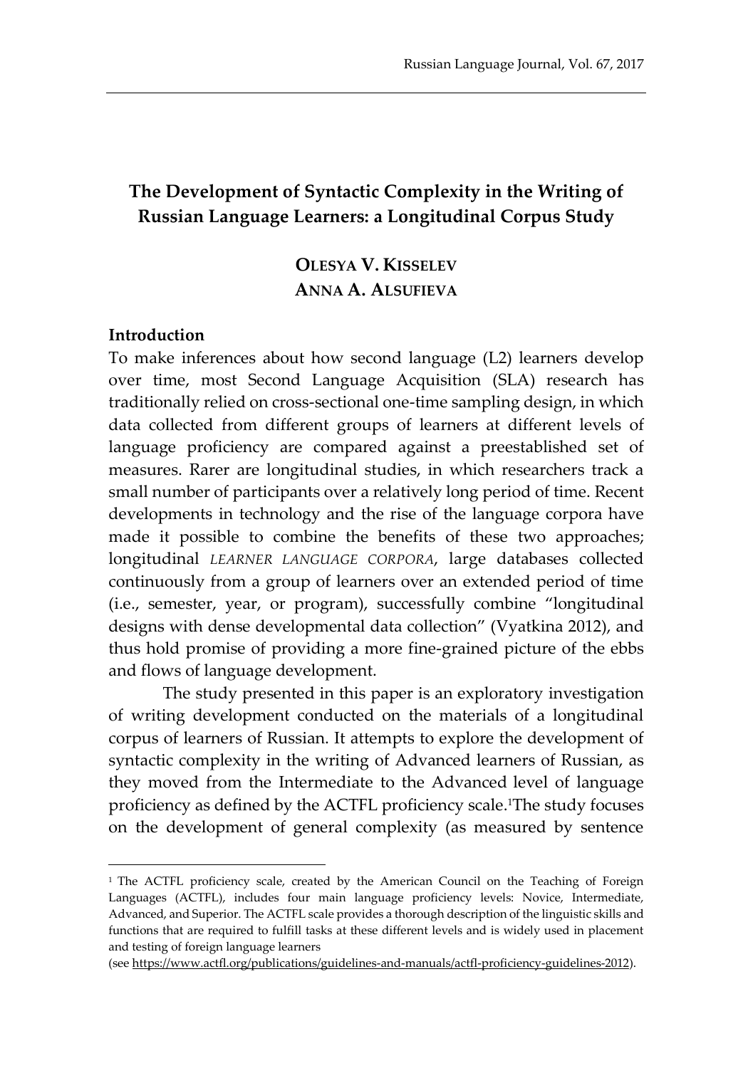# The Development of Syntactic Complexity in the Writing of Russian Language Learners: a Longitudinal Corpus Study

**OLESYA V. KISSELEV**
**ANNA A. ALSUFIEVA**

## Introduction

To make inferences about how second language (L2) learners develop over time, most Second Language Acquisition (SLA) research has traditionally relied on cross-sectional one-time sampling design, in which data collected from different groups of learners at different levels of language proficiency are compared against a preestablished set of measures. Rarer are longitudinal studies, in which researchers track a small number of participants over a relatively long period of time. Recent developments in technology and the rise of the language corpora have made it possible to combine the benefits of these two approaches; longitudinal *LEARNER LANGUAGE CORPORA*, large databases collected continuously from a group of learners over an extended period of time (i.e., semester, year, or program), successfully combine "longitudinal designs with dense developmental data collection" (Vyatkina 2012), and thus hold promise of providing a more fine-grained picture of the ebbs and flows of language development.

The study presented in this paper is an exploratory investigation of writing development conducted on the materials of a longitudinal corpus of learners of Russian. It attempts to explore the development of syntactic complexity in the writing of Advanced learners of Russian, as they moved from the Intermediate to the Advanced level of language proficiency as defined by the ACTFL proficiency scale.[1]The study focuses on the development of general complexity (as measured by sentence

---

[1] The ACTFL proficiency scale, created by the American Council on the Teaching of Foreign Languages (ACTFL), includes four main language proficiency levels: Novice, Intermediate, Advanced, and Superior. The ACTFL scale provides a thorough description of the linguistic skills and functions that are required to fulfill tasks at these different levels and is widely used in placement and testing of foreign language learners (see https://www.actfl.org/publications/guidelines-and-manuals/actfl-proficiency-guidelines-2012).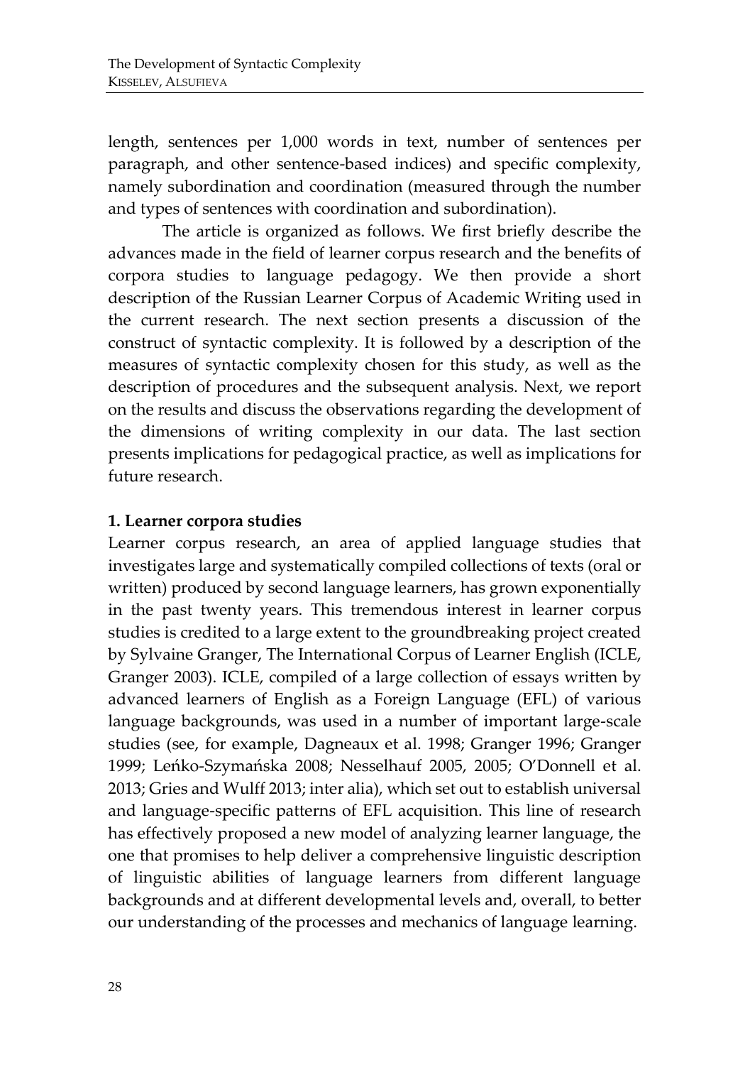length, sentences per 1,000 words in text, number of sentences per paragraph, and other sentence-based indices) and specific complexity, namely subordination and coordination (measured through the number and types of sentences with coordination and subordination).

The article is organized as follows. We first briefly describe the advances made in the field of learner corpus research and the benefits of corpora studies to language pedagogy. We then provide a short description of the Russian Learner Corpus of Academic Writing used in the current research. The next section presents a discussion of the construct of syntactic complexity. It is followed by a description of the measures of syntactic complexity chosen for this study, as well as the description of procedures and the subsequent analysis. Next, we report on the results and discuss the observations regarding the development of the dimensions of writing complexity in our data. The last section presents implications for pedagogical practice, as well as implications for future research.

## 1. Learner corpora studies

Learner corpus research, an area of applied language studies that investigates large and systematically compiled collections of texts (oral or written) produced by second language learners, has grown exponentially in the past twenty years. This tremendous interest in learner corpus studies is credited to a large extent to the groundbreaking project created by Sylvaine Granger, The International Corpus of Learner English (ICLE, Granger 2003). ICLE, compiled of a large collection of essays written by advanced learners of English as a Foreign Language (EFL) of various language backgrounds, was used in a number of important large-scale studies (see, for example, Dagneaux et al. 1998; Granger 1996; Granger 1999; Leńko-Szymańska 2008; Nesselhauf 2005, 2005; O'Donnell et al. 2013; Gries and Wulff 2013; inter alia), which set out to establish universal and language-specific patterns of EFL acquisition. This line of research has effectively proposed a new model of analyzing learner language, the one that promises to help deliver a comprehensive linguistic description of linguistic abilities of language learners from different language backgrounds and at different developmental levels and, overall, to better our understanding of the processes and mechanics of language learning.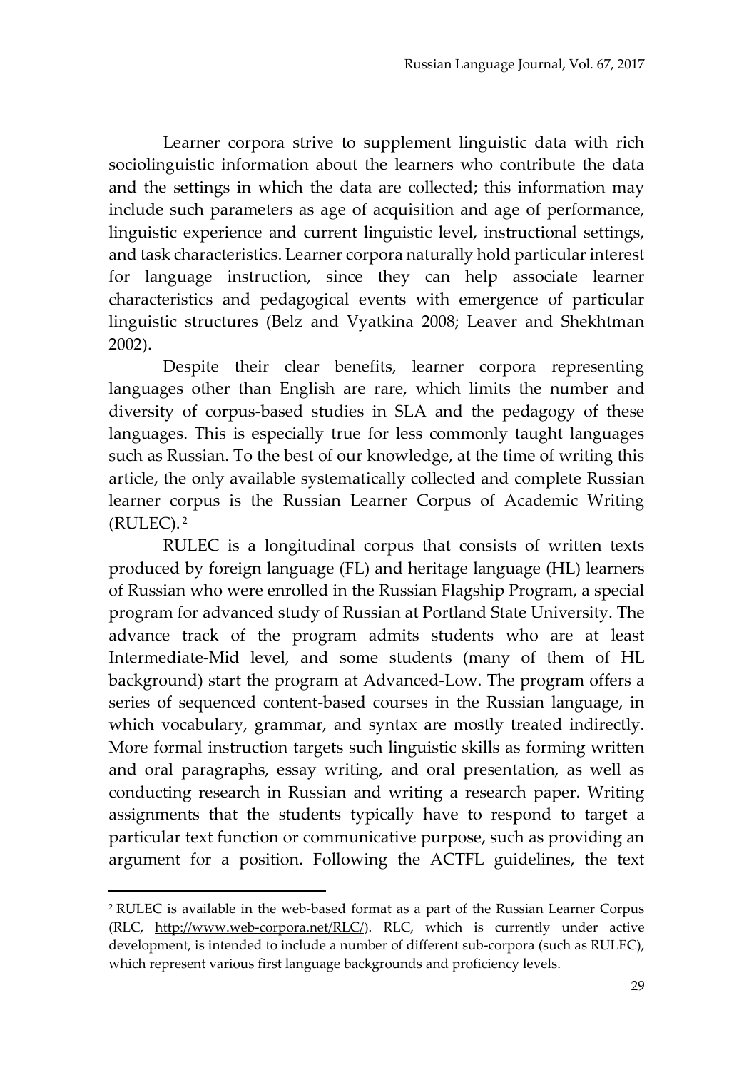Learner corpora strive to supplement linguistic data with rich sociolinguistic information about the learners who contribute the data and the settings in which the data are collected; this information may include such parameters as age of acquisition and age of performance, linguistic experience and current linguistic level, instructional settings, and task characteristics. Learner corpora naturally hold particular interest for language instruction, since they can help associate learner characteristics and pedagogical events with emergence of particular linguistic structures (Belz and Vyatkina 2008; Leaver and Shekhtman 2002).

Despite their clear benefits, learner corpora representing languages other than English are rare, which limits the number and diversity of corpus-based studies in SLA and the pedagogy of these languages. This is especially true for less commonly taught languages such as Russian. To the best of our knowledge, at the time of writing this article, the only available systematically collected and complete Russian learner corpus is the Russian Learner Corpus of Academic Writing (RULEC).[2]

RULEC is a longitudinal corpus that consists of written texts produced by foreign language (FL) and heritage language (HL) learners of Russian who were enrolled in the Russian Flagship Program, a special program for advanced study of Russian at Portland State University. The advance track of the program admits students who are at least Intermediate-Mid level, and some students (many of them of HL background) start the program at Advanced-Low. The program offers a series of sequenced content-based courses in the Russian language, in which vocabulary, grammar, and syntax are mostly treated indirectly. More formal instruction targets such linguistic skills as forming written and oral paragraphs, essay writing, and oral presentation, as well as conducting research in Russian and writing a research paper. Writing assignments that the students typically have to respond to target a particular text function or communicative purpose, such as providing an argument for a position. Following the ACTFL guidelines, the text

[2] RULEC is available in the web-based format as a part of the Russian Learner Corpus (RLC, http://www.web-corpora.net/RLC/). RLC, which is currently under active development, is intended to include a number of different sub-corpora (such as RULEC), which represent various first language backgrounds and proficiency levels.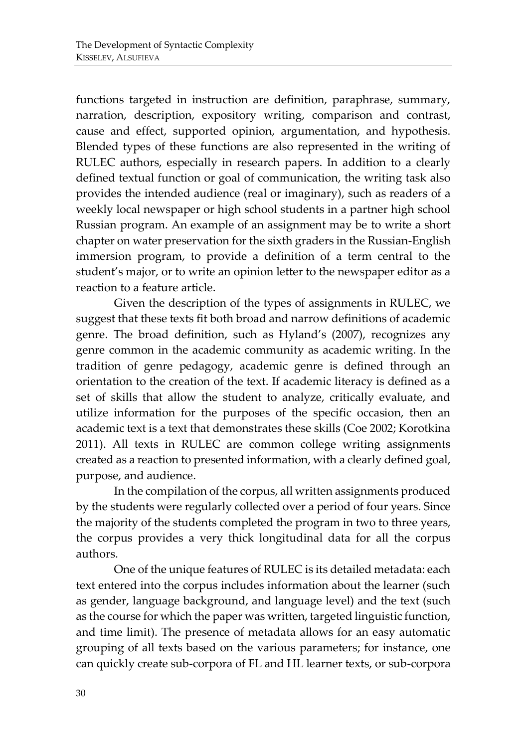functions targeted in instruction are definition, paraphrase, summary, narration, description, expository writing, comparison and contrast, cause and effect, supported opinion, argumentation, and hypothesis. Blended types of these functions are also represented in the writing of RULEC authors, especially in research papers. In addition to a clearly defined textual function or goal of communication, the writing task also provides the intended audience (real or imaginary), such as readers of a weekly local newspaper or high school students in a partner high school Russian program. An example of an assignment may be to write a short chapter on water preservation for the sixth graders in the Russian-English immersion program, to provide a definition of a term central to the student's major, or to write an opinion letter to the newspaper editor as a reaction to a feature article.

Given the description of the types of assignments in RULEC, we suggest that these texts fit both broad and narrow definitions of academic genre. The broad definition, such as Hyland's (2007), recognizes any genre common in the academic community as academic writing. In the tradition of genre pedagogy, academic genre is defined through an orientation to the creation of the text. If academic literacy is defined as a set of skills that allow the student to analyze, critically evaluate, and utilize information for the purposes of the specific occasion, then an academic text is a text that demonstrates these skills (Coe 2002; Korotkina 2011). All texts in RULEC are common college writing assignments created as a reaction to presented information, with a clearly defined goal, purpose, and audience.

In the compilation of the corpus, all written assignments produced by the students were regularly collected over a period of four years. Since the majority of the students completed the program in two to three years, the corpus provides a very thick longitudinal data for all the corpus authors.

One of the unique features of RULEC is its detailed metadata: each text entered into the corpus includes information about the learner (such as gender, language background, and language level) and the text (such as the course for which the paper was written, targeted linguistic function, and time limit). The presence of metadata allows for an easy automatic grouping of all texts based on the various parameters; for instance, one can quickly create sub-corpora of FL and HL learner texts, or sub-corpora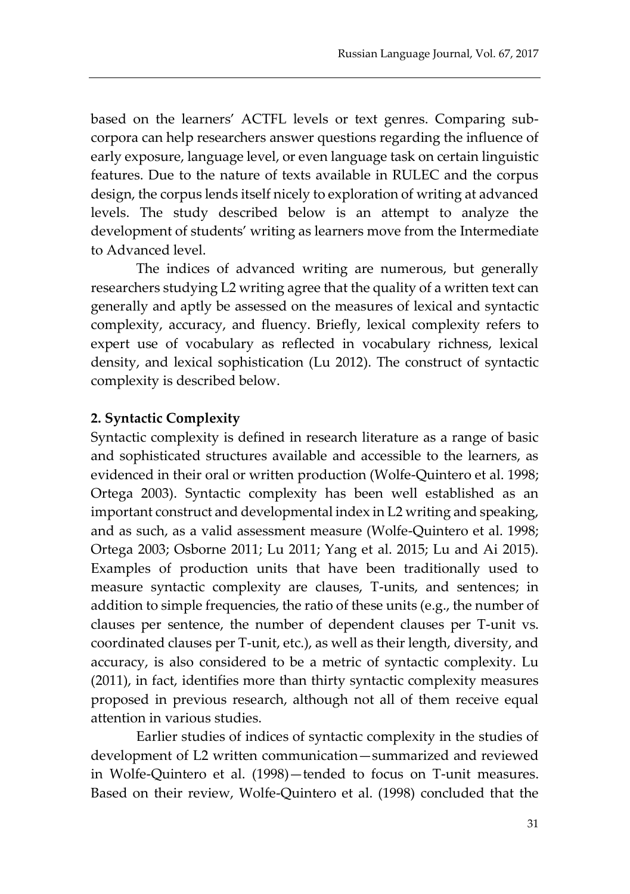based on the learners' ACTFL levels or text genres. Comparing sub-corpora can help researchers answer questions regarding the influence of early exposure, language level, or even language task on certain linguistic features. Due to the nature of texts available in RULEC and the corpus design, the corpus lends itself nicely to exploration of writing at advanced levels. The study described below is an attempt to analyze the development of students' writing as learners move from the Intermediate to Advanced level.

The indices of advanced writing are numerous, but generally researchers studying L2 writing agree that the quality of a written text can generally and aptly be assessed on the measures of lexical and syntactic complexity, accuracy, and fluency. Briefly, lexical complexity refers to expert use of vocabulary as reflected in vocabulary richness, lexical density, and lexical sophistication (Lu 2012). The construct of syntactic complexity is described below.

## 2. Syntactic Complexity

Syntactic complexity is defined in research literature as a range of basic and sophisticated structures available and accessible to the learners, as evidenced in their oral or written production (Wolfe-Quintero et al. 1998; Ortega 2003). Syntactic complexity has been well established as an important construct and developmental index in L2 writing and speaking, and as such, as a valid assessment measure (Wolfe-Quintero et al. 1998; Ortega 2003; Osborne 2011; Lu 2011; Yang et al. 2015; Lu and Ai 2015). Examples of production units that have been traditionally used to measure syntactic complexity are clauses, T-units, and sentences; in addition to simple frequencies, the ratio of these units (e.g., the number of clauses per sentence, the number of dependent clauses per T-unit vs. coordinated clauses per T-unit, etc.), as well as their length, diversity, and accuracy, is also considered to be a metric of syntactic complexity. Lu (2011), in fact, identifies more than thirty syntactic complexity measures proposed in previous research, although not all of them receive equal attention in various studies.

Earlier studies of indices of syntactic complexity in the studies of development of L2 written communication—summarized and reviewed in Wolfe-Quintero et al. (1998)—tended to focus on T-unit measures. Based on their review, Wolfe-Quintero et al. (1998) concluded that the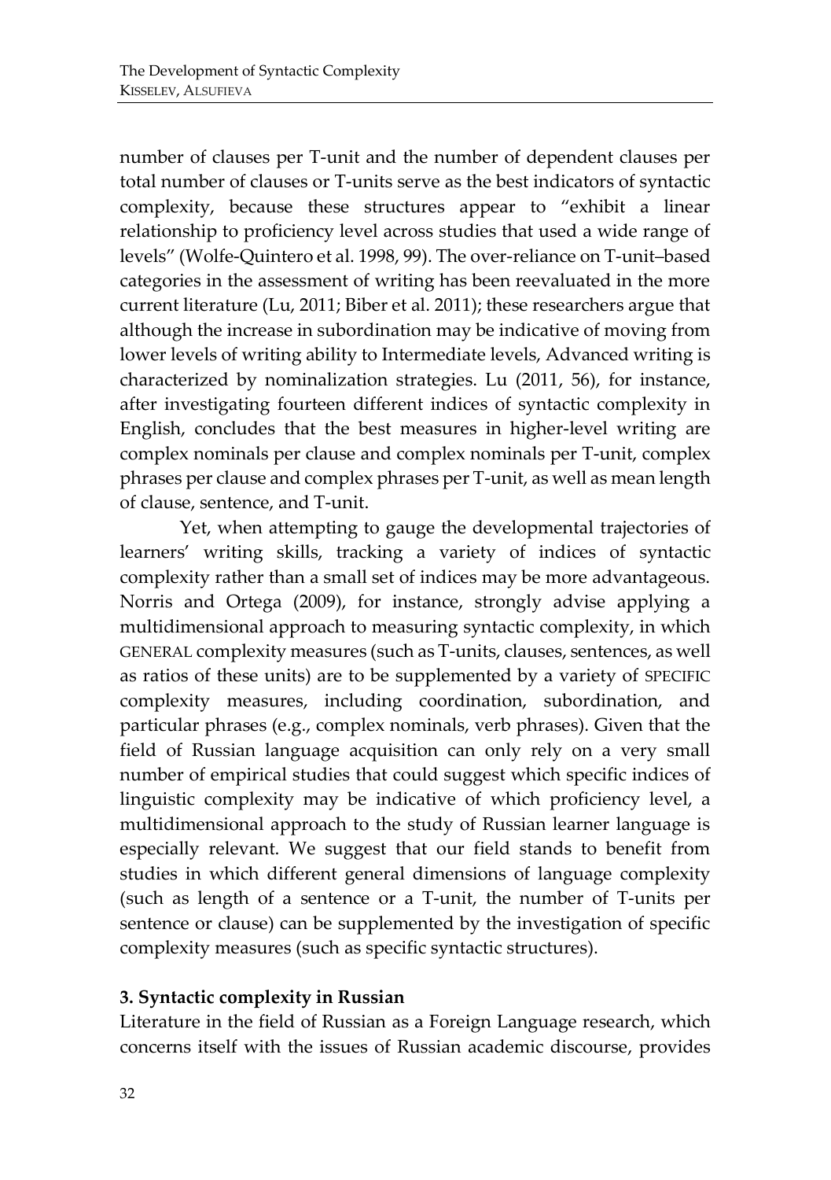number of clauses per T-unit and the number of dependent clauses per total number of clauses or T-units serve as the best indicators of syntactic complexity, because these structures appear to "exhibit a linear relationship to proficiency level across studies that used a wide range of levels" (Wolfe-Quintero et al. 1998, 99). The over-reliance on T-unit–based categories in the assessment of writing has been reevaluated in the more current literature (Lu, 2011; Biber et al. 2011); these researchers argue that although the increase in subordination may be indicative of moving from lower levels of writing ability to Intermediate levels, Advanced writing is characterized by nominalization strategies. Lu (2011, 56), for instance, after investigating fourteen different indices of syntactic complexity in English, concludes that the best measures in higher-level writing are complex nominals per clause and complex nominals per T-unit, complex phrases per clause and complex phrases per T-unit, as well as mean length of clause, sentence, and T-unit.

Yet, when attempting to gauge the developmental trajectories of learners' writing skills, tracking a variety of indices of syntactic complexity rather than a small set of indices may be more advantageous. Norris and Ortega (2009), for instance, strongly advise applying a multidimensional approach to measuring syntactic complexity, in which GENERAL complexity measures (such as T-units, clauses, sentences, as well as ratios of these units) are to be supplemented by a variety of SPECIFIC complexity measures, including coordination, subordination, and particular phrases (e.g., complex nominals, verb phrases). Given that the field of Russian language acquisition can only rely on a very small number of empirical studies that could suggest which specific indices of linguistic complexity may be indicative of which proficiency level, a multidimensional approach to the study of Russian learner language is especially relevant. We suggest that our field stands to benefit from studies in which different general dimensions of language complexity (such as length of a sentence or a T-unit, the number of T-units per sentence or clause) can be supplemented by the investigation of specific complexity measures (such as specific syntactic structures).

## 3. Syntactic complexity in Russian

Literature in the field of Russian as a Foreign Language research, which concerns itself with the issues of Russian academic discourse, provides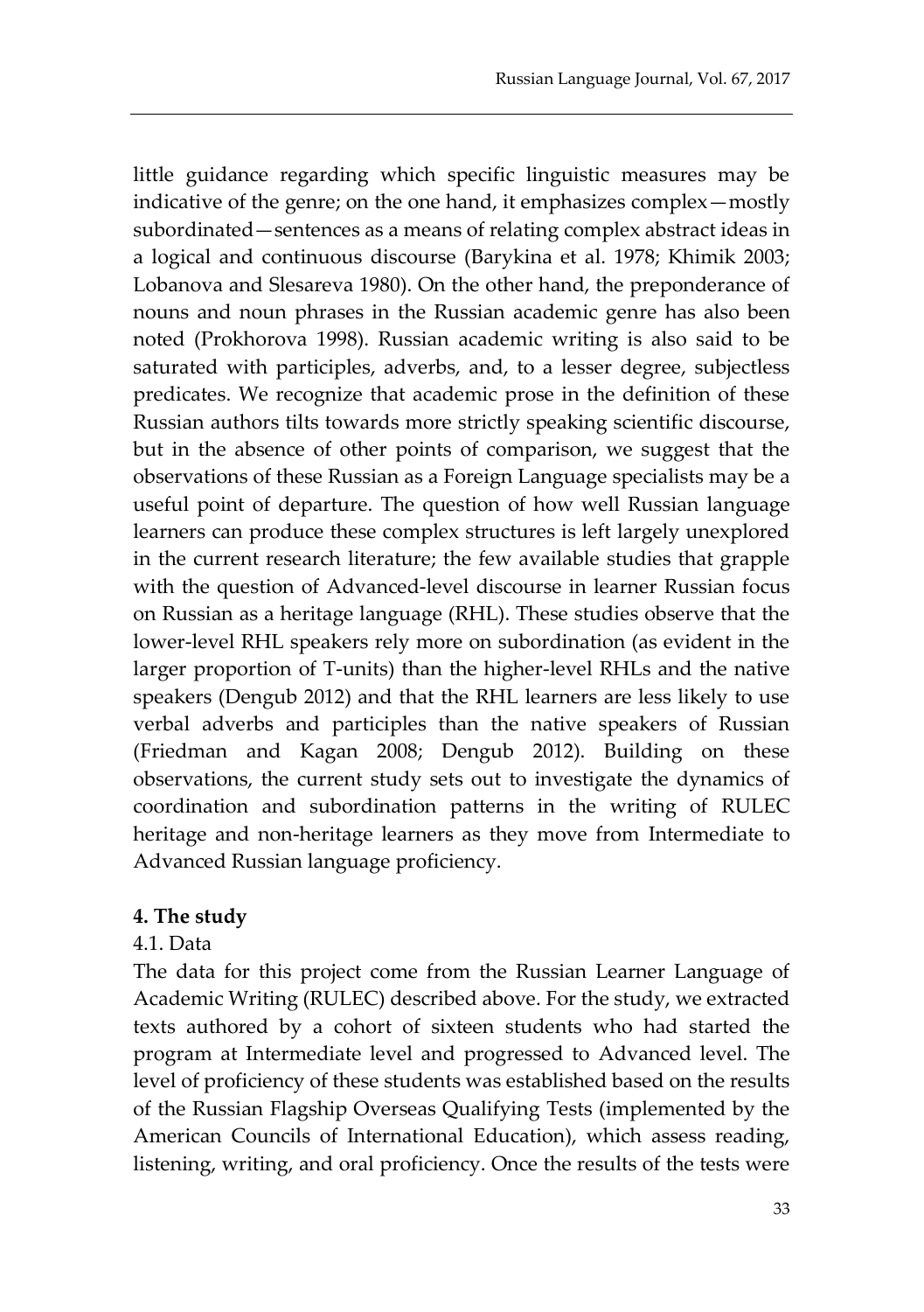little guidance regarding which specific linguistic measures may be indicative of the genre; on the one hand, it emphasizes complex—mostly subordinated—sentences as a means of relating complex abstract ideas in a logical and continuous discourse (Barykina et al. 1978; Khimik 2003; Lobanova and Slesareva 1980). On the other hand, the preponderance of nouns and noun phrases in the Russian academic genre has also been noted (Prokhorova 1998). Russian academic writing is also said to be saturated with participles, adverbs, and, to a lesser degree, subjectless predicates. We recognize that academic prose in the definition of these Russian authors tilts towards more strictly speaking scientific discourse, but in the absence of other points of comparison, we suggest that the observations of these Russian as a Foreign Language specialists may be a useful point of departure. The question of how well Russian language learners can produce these complex structures is left largely unexplored in the current research literature; the few available studies that grapple with the question of Advanced-level discourse in learner Russian focus on Russian as a heritage language (RHL). These studies observe that the lower-level RHL speakers rely more on subordination (as evident in the larger proportion of T-units) than the higher-level RHLs and the native speakers (Dengub 2012) and that the RHL learners are less likely to use verbal adverbs and participles than the native speakers of Russian (Friedman and Kagan 2008; Dengub 2012). Building on these observations, the current study sets out to investigate the dynamics of coordination and subordination patterns in the writing of RULEC heritage and non-heritage learners as they move from Intermediate to Advanced Russian language proficiency.

## 4. The study

### 4.1. Data

The data for this project come from the Russian Learner Language of Academic Writing (RULEC) described above. For the study, we extracted texts authored by a cohort of sixteen students who had started the program at Intermediate level and progressed to Advanced level. The level of proficiency of these students was established based on the results of the Russian Flagship Overseas Qualifying Tests (implemented by the American Councils of International Education), which assess reading, listening, writing, and oral proficiency. Once the results of the tests were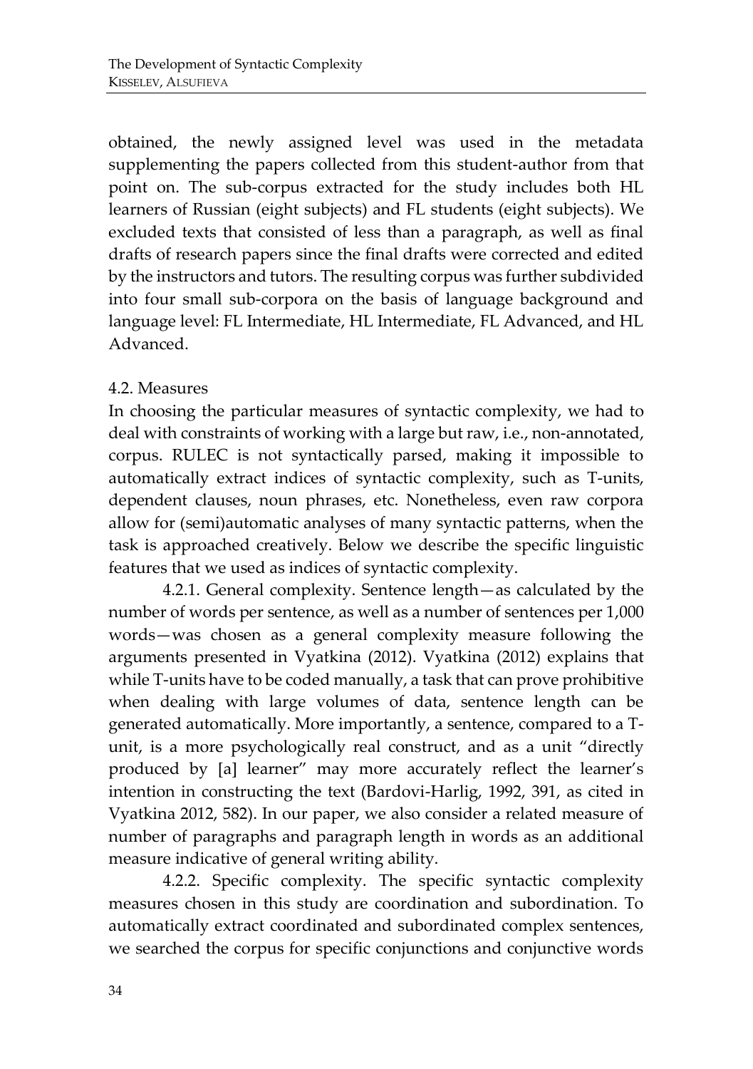obtained, the newly assigned level was used in the metadata supplementing the papers collected from this student-author from that point on. The sub-corpus extracted for the study includes both HL learners of Russian (eight subjects) and FL students (eight subjects). We excluded texts that consisted of less than a paragraph, as well as final drafts of research papers since the final drafts were corrected and edited by the instructors and tutors. The resulting corpus was further subdivided into four small sub-corpora on the basis of language background and language level: FL Intermediate, HL Intermediate, FL Advanced, and HL Advanced.

4.2. Measures

In choosing the particular measures of syntactic complexity, we had to deal with constraints of working with a large but raw, i.e., non-annotated, corpus. RULEC is not syntactically parsed, making it impossible to automatically extract indices of syntactic complexity, such as T-units, dependent clauses, noun phrases, etc. Nonetheless, even raw corpora allow for (semi)automatic analyses of many syntactic patterns, when the task is approached creatively. Below we describe the specific linguistic features that we used as indices of syntactic complexity.

4.2.1. General complexity. Sentence length—as calculated by the number of words per sentence, as well as a number of sentences per 1,000 words—was chosen as a general complexity measure following the arguments presented in Vyatkina (2012). Vyatkina (2012) explains that while T-units have to be coded manually, a task that can prove prohibitive when dealing with large volumes of data, sentence length can be generated automatically. More importantly, a sentence, compared to a T-unit, is a more psychologically real construct, and as a unit "directly produced by [a] learner" may more accurately reflect the learner's intention in constructing the text (Bardovi-Harlig, 1992, 391, as cited in Vyatkina 2012, 582). In our paper, we also consider a related measure of number of paragraphs and paragraph length in words as an additional measure indicative of general writing ability.

4.2.2. Specific complexity. The specific syntactic complexity measures chosen in this study are coordination and subordination. To automatically extract coordinated and subordinated complex sentences, we searched the corpus for specific conjunctions and conjunctive words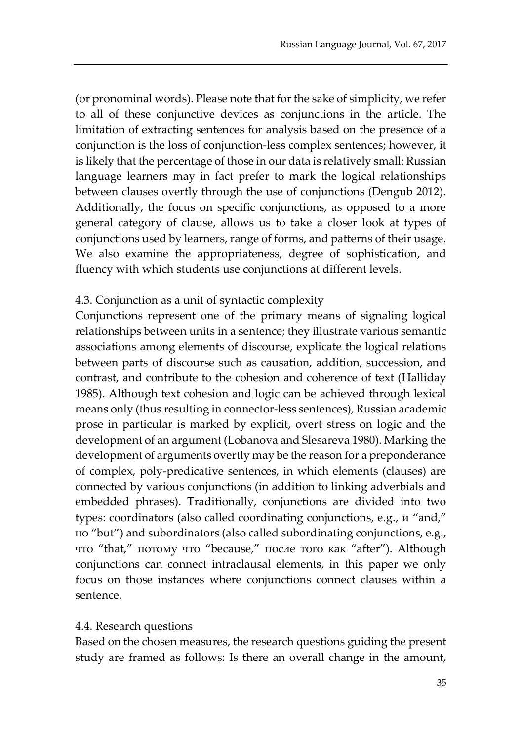(or pronominal words). Please note that for the sake of simplicity, we refer to all of these conjunctive devices as conjunctions in the article. The limitation of extracting sentences for analysis based on the presence of a conjunction is the loss of conjunction-less complex sentences; however, it is likely that the percentage of those in our data is relatively small: Russian language learners may in fact prefer to mark the logical relationships between clauses overtly through the use of conjunctions (Dengub 2012). Additionally, the focus on specific conjunctions, as opposed to a more general category of clause, allows us to take a closer look at types of conjunctions used by learners, range of forms, and patterns of their usage. We also examine the appropriateness, degree of sophistication, and fluency with which students use conjunctions at different levels.

### 4.3. Conjunction as a unit of syntactic complexity

Conjunctions represent one of the primary means of signaling logical relationships between units in a sentence; they illustrate various semantic associations among elements of discourse, explicate the logical relations between parts of discourse such as causation, addition, succession, and contrast, and contribute to the cohesion and coherence of text (Halliday 1985). Although text cohesion and logic can be achieved through lexical means only (thus resulting in connector-less sentences), Russian academic prose in particular is marked by explicit, overt stress on logic and the development of an argument (Lobanova and Slesareva 1980). Marking the development of arguments overtly may be the reason for a preponderance of complex, poly-predicative sentences, in which elements (clauses) are connected by various conjunctions (in addition to linking adverbials and embedded phrases). Traditionally, conjunctions are divided into two types: coordinators (also called coordinating conjunctions, e.g., и "and," но "but") and subordinators (also called subordinating conjunctions, e.g., что "that," потому что "because," после того как "after"). Although conjunctions can connect intraclausal elements, in this paper we only focus on those instances where conjunctions connect clauses within a sentence.

### 4.4. Research questions

Based on the chosen measures, the research questions guiding the present study are framed as follows: Is there an overall change in the amount,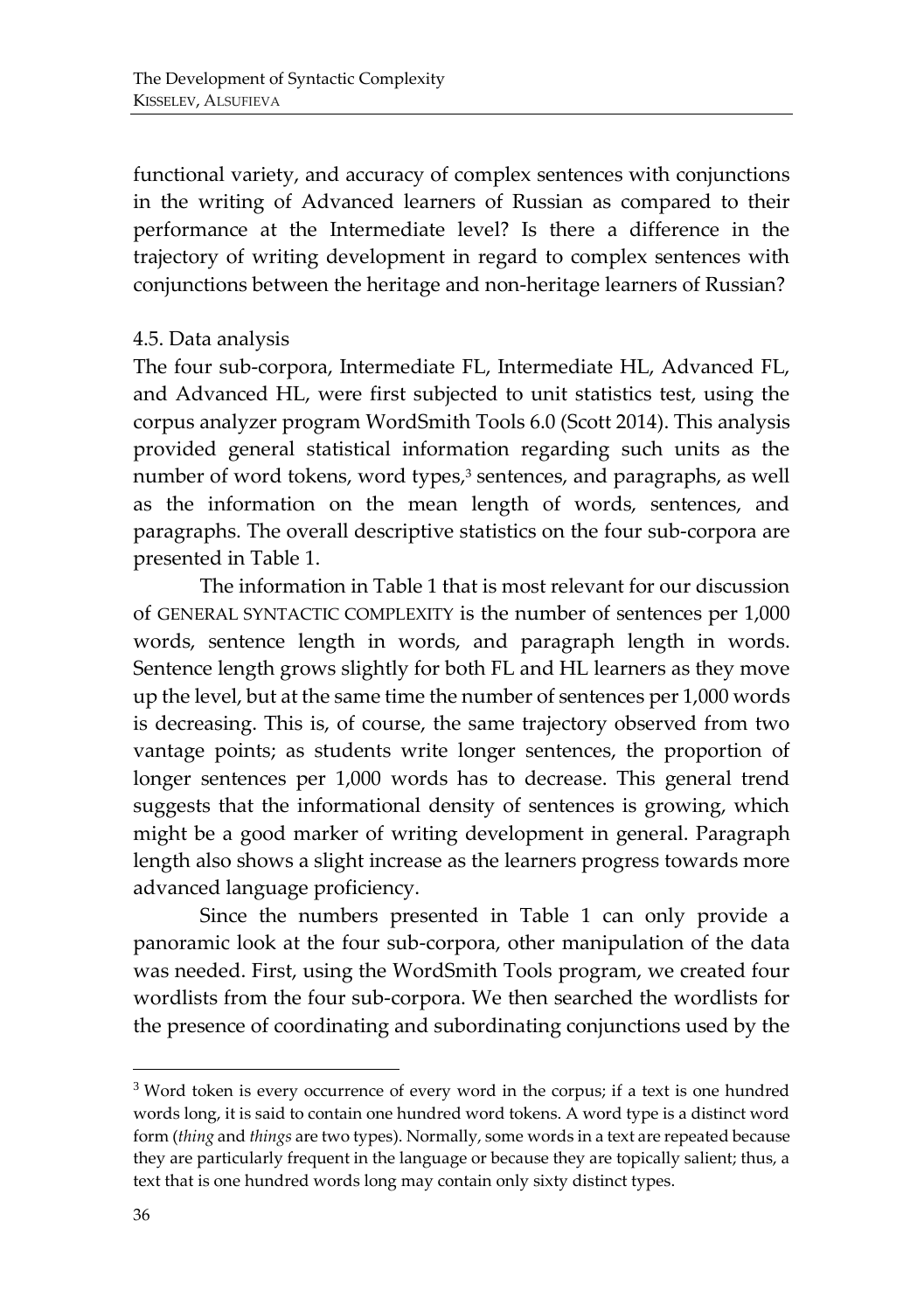functional variety, and accuracy of complex sentences with conjunctions in the writing of Advanced learners of Russian as compared to their performance at the Intermediate level? Is there a difference in the trajectory of writing development in regard to complex sentences with conjunctions between the heritage and non-heritage learners of Russian?

### 4.5. Data analysis

The four sub-corpora, Intermediate FL, Intermediate HL, Advanced FL, and Advanced HL, were first subjected to unit statistics test, using the corpus analyzer program WordSmith Tools 6.0 (Scott 2014). This analysis provided general statistical information regarding such units as the number of word tokens, word types,[3] sentences, and paragraphs, as well as the information on the mean length of words, sentences, and paragraphs. The overall descriptive statistics on the four sub-corpora are presented in Table 1.

The information in Table 1 that is most relevant for our discussion of GENERAL SYNTACTIC COMPLEXITY is the number of sentences per 1,000 words, sentence length in words, and paragraph length in words. Sentence length grows slightly for both FL and HL learners as they move up the level, but at the same time the number of sentences per 1,000 words is decreasing. This is, of course, the same trajectory observed from two vantage points; as students write longer sentences, the proportion of longer sentences per 1,000 words has to decrease. This general trend suggests that the informational density of sentences is growing, which might be a good marker of writing development in general. Paragraph length also shows a slight increase as the learners progress towards more advanced language proficiency.

Since the numbers presented in Table 1 can only provide a panoramic look at the four sub-corpora, other manipulation of the data was needed. First, using the WordSmith Tools program, we created four wordlists from the four sub-corpora. We then searched the wordlists for the presence of coordinating and subordinating conjunctions used by the

---

[3] Word token is every occurrence of every word in the corpus; if a text is one hundred words long, it is said to contain one hundred word tokens. A word type is a distinct word form (*thing* and *things* are two types). Normally, some words in a text are repeated because they are particularly frequent in the language or because they are topically salient; thus, a text that is one hundred words long may contain only sixty distinct types.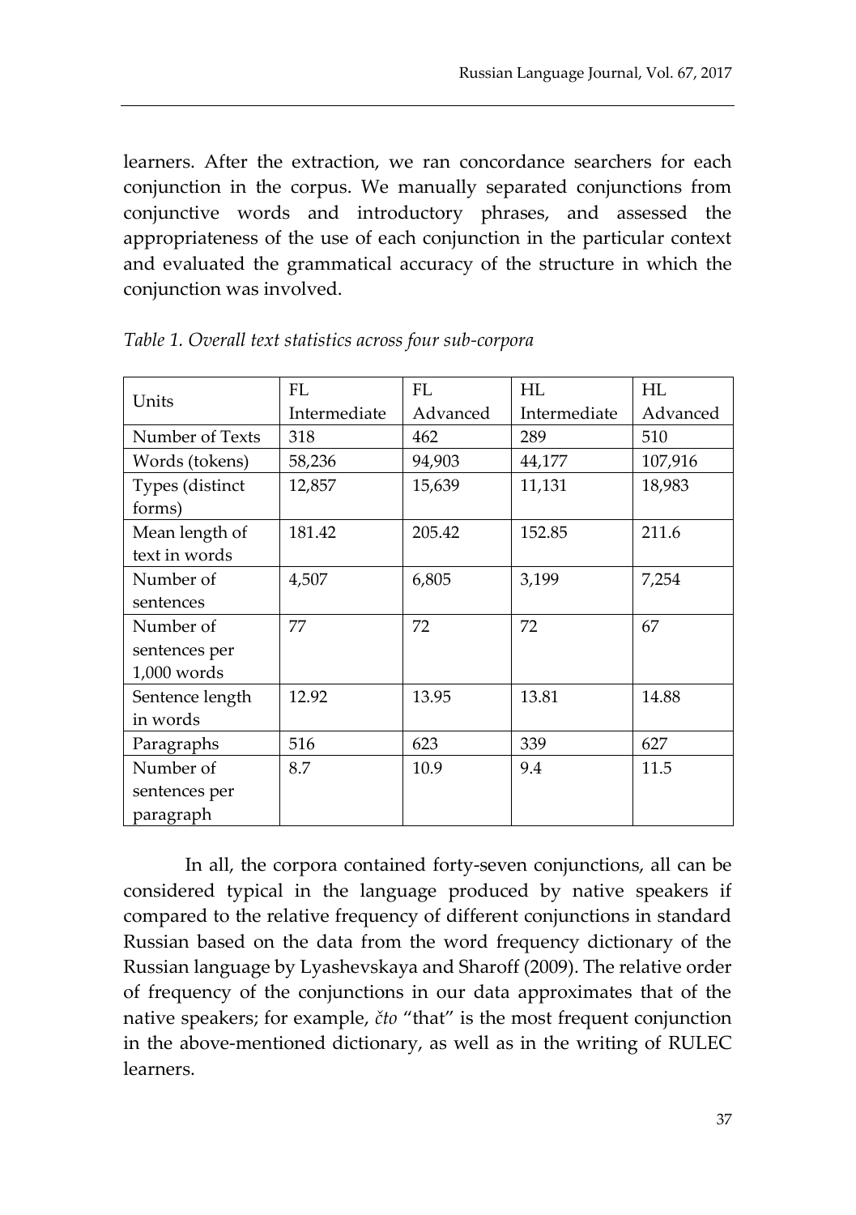learners. After the extraction, we ran concordance searchers for each conjunction in the corpus. We manually separated conjunctions from conjunctive words and introductory phrases, and assessed the appropriateness of the use of each conjunction in the particular context and evaluated the grammatical accuracy of the structure in which the conjunction was involved.

*Table 1. Overall text statistics across four sub-corpora*

| Units | FL Intermediate | FL Advanced | HL Intermediate | HL Advanced |
|---|---|---|---|---|
| Number of Texts | 318 | 462 | 289 | 510 |
| Words (tokens) | 58,236 | 94,903 | 44,177 | 107,916 |
| Types (distinct forms) | 12,857 | 15,639 | 11,131 | 18,983 |
| Mean length of text in words | 181.42 | 205.42 | 152.85 | 211.6 |
| Number of sentences | 4,507 | 6,805 | 3,199 | 7,254 |
| Number of sentences per 1,000 words | 77 | 72 | 72 | 67 |
| Sentence length in words | 12.92 | 13.95 | 13.81 | 14.88 |
| Paragraphs | 516 | 623 | 339 | 627 |
| Number of sentences per paragraph | 8.7 | 10.9 | 9.4 | 11.5 |

In all, the corpora contained forty-seven conjunctions, all can be considered typical in the language produced by native speakers if compared to the relative frequency of different conjunctions in standard Russian based on the data from the word frequency dictionary of the Russian language by Lyashevskaya and Sharoff (2009). The relative order of frequency of the conjunctions in our data approximates that of the native speakers; for example, *čto* "that" is the most frequent conjunction in the above-mentioned dictionary, as well as in the writing of RULEC learners.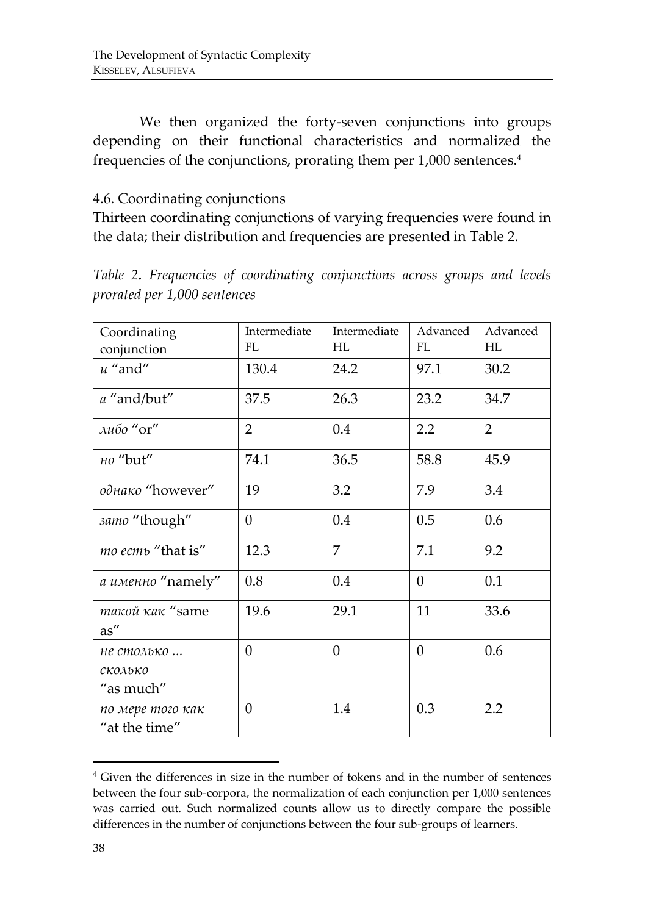We then organized the forty-seven conjunctions into groups depending on their functional characteristics and normalized the frequencies of the conjunctions, prorating them per 1,000 sentences.[4]

### 4.6. Coordinating conjunctions

Thirteen coordinating conjunctions of varying frequencies were found in the data; their distribution and frequencies are presented in Table 2.

*Table 2. Frequencies of coordinating conjunctions across groups and levels prorated per 1,000 sentences*

| Coordinating conjunction | Intermediate FL | Intermediate HL | Advanced FL | Advanced HL |
|---|---|---|---|---|
| *и* "and" | 130.4 | 24.2 | 97.1 | 30.2 |
| *а* "and/but" | 37.5 | 26.3 | 23.2 | 34.7 |
| *либо* "or" | 2 | 0.4 | 2.2 | 2 |
| *но* "but" | 74.1 | 36.5 | 58.8 | 45.9 |
| *однако* "however" | 19 | 3.2 | 7.9 | 3.4 |
| *зато* "though" | 0 | 0.4 | 0.5 | 0.6 |
| *то есть* "that is" | 12.3 | 7 | 7.1 | 9.2 |
| *а именно* "namely" | 0.8 | 0.4 | 0 | 0.1 |
| *такой как* "same as" | 19.6 | 29.1 | 11 | 33.6 |
| *не столько ... сколько* "as much" | 0 | 0 | 0 | 0.6 |
| *по мере того как* "at the time" | 0 | 1.4 | 0.3 | 2.2 |

[4] Given the differences in size in the number of tokens and in the number of sentences between the four sub-corpora, the normalization of each conjunction per 1,000 sentences was carried out. Such normalized counts allow us to directly compare the possible differences in the number of conjunctions between the four sub-groups of learners.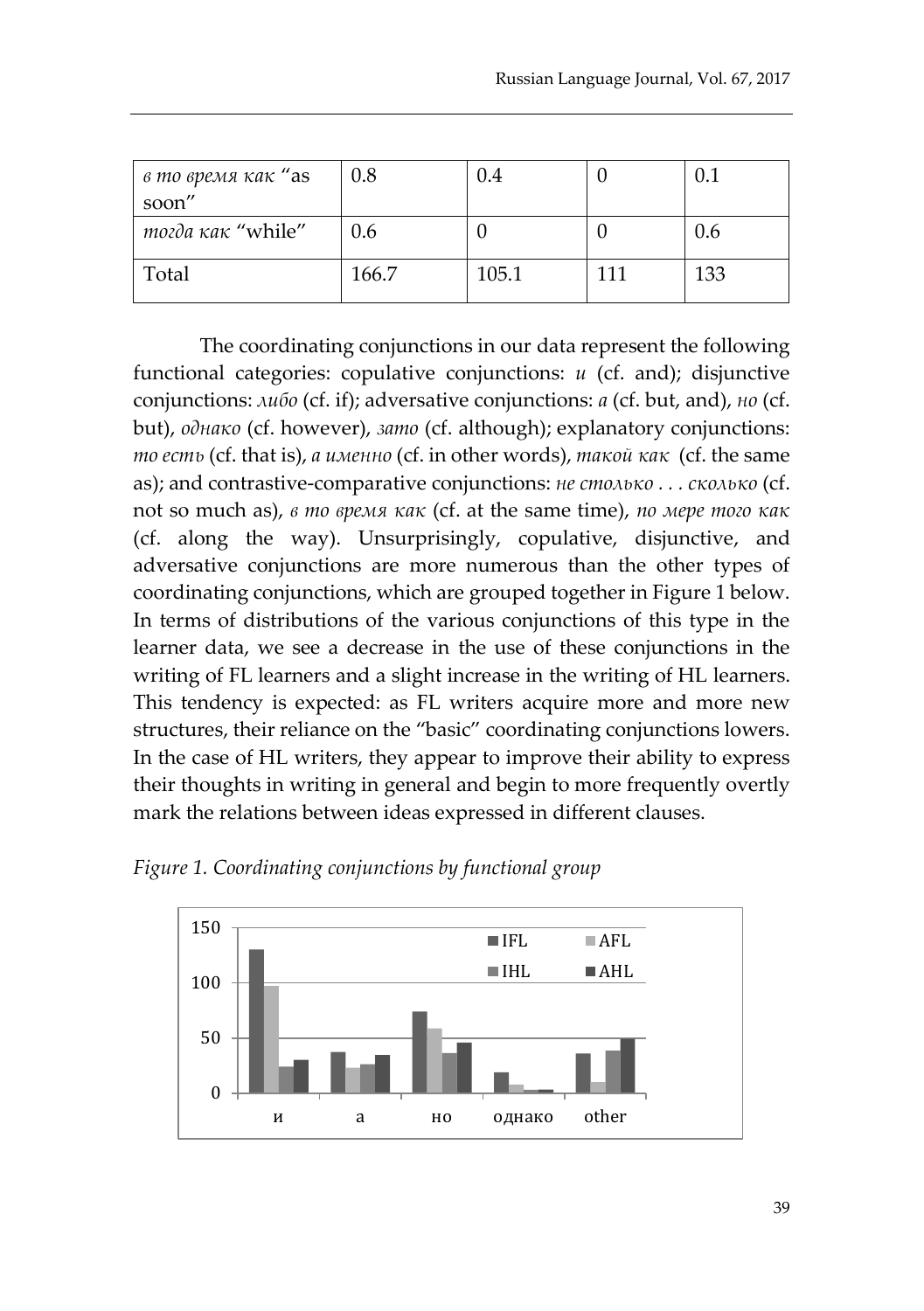| *в то время как* "as soon" | 0.8 | 0.4 | 0 | 0.1 |
|---|---|---|---|---|
| *тогда как* "while" | 0.6 | 0 | 0 | 0.6 |
| Total | 166.7 | 105.1 | 111 | 133 |

The coordinating conjunctions in our data represent the following functional categories: copulative conjunctions: *и* (cf. and); disjunctive conjunctions: *либо* (cf. if); adversative conjunctions: *а* (cf. but, and), *но* (cf. but), *однако* (cf. however), *зато* (cf. although); explanatory conjunctions: *то есть* (cf. that is), *а именно* (cf. in other words), *такой как* (cf. the same as); and contrastive-comparative conjunctions: *не столько . . . сколько* (cf. not so much as), *в то время как* (cf. at the same time), *по мере того как* (cf. along the way). Unsurprisingly, copulative, disjunctive, and adversative conjunctions are more numerous than the other types of coordinating conjunctions, which are grouped together in Figure 1 below. In terms of distributions of the various conjunctions of this type in the learner data, we see a decrease in the use of these conjunctions in the writing of FL learners and a slight increase in the writing of HL learners. This tendency is expected: as FL writers acquire more and more new structures, their reliance on the "basic" coordinating conjunctions lowers. In the case of HL writers, they appear to improve their ability to express their thoughts in writing in general and begin to more frequently overtly mark the relations between ideas expressed in different clauses.

*Figure 1. Coordinating conjunctions by functional group*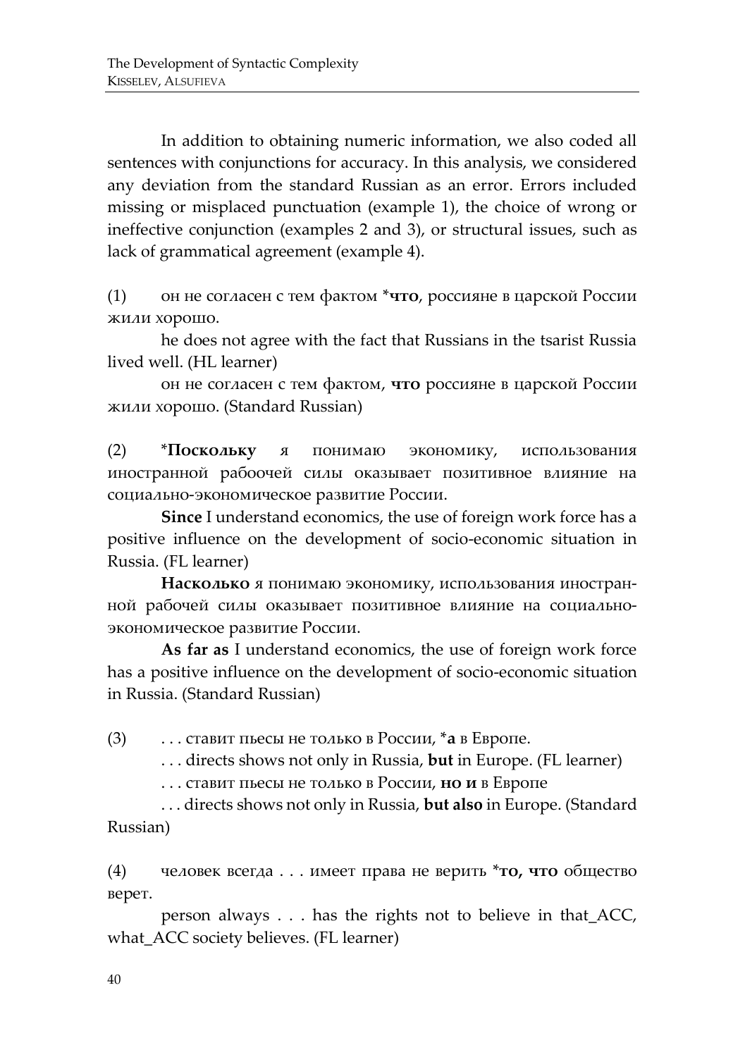In addition to obtaining numeric information, we also coded all sentences with conjunctions for accuracy. In this analysis, we considered any deviation from the standard Russian as an error. Errors included missing or misplaced punctuation (example 1), the choice of wrong or ineffective conjunction (examples 2 and 3), or structural issues, such as lack of grammatical agreement (example 4).

(1) он не согласен с тем фактом ***что**, россияне в царской России жили хорошо.

he does not agree with the fact that Russians in the tsarist Russia lived well. (HL learner)

он не согласен с тем фактом, **что** россияне в царской России жили хорошо. (Standard Russian)

(2) ***Поскольку** я понимаю экономику, использования иностранной рабоочей силы оказывает позитивное влияние на социально-экономическое развитие России.

**Since** I understand economics, the use of foreign work force has a positive influence on the development of socio-economic situation in Russia. (FL learner)

**Насколько** я понимаю экономику, использования иностранной рабочей силы оказывает позитивное влияние на социально-экономическое развитие России.

**As far as** I understand economics, the use of foreign work force has a positive influence on the development of socio-economic situation in Russia. (Standard Russian)

(3) . . . ставит пьесы не только в России, ***а** в Европе.

. . . directs shows not only in Russia, **but** in Europe. (FL learner)

. . . ставит пьесы не только в России, **но и** в Европе

. . . directs shows not only in Russia, **but also** in Europe. (Standard Russian)

(4) человек всегда . . . имеет права не верить ***то, что** общество верет.

person always . . . has the rights not to believe in that_ACC, what_ACC society believes. (FL learner)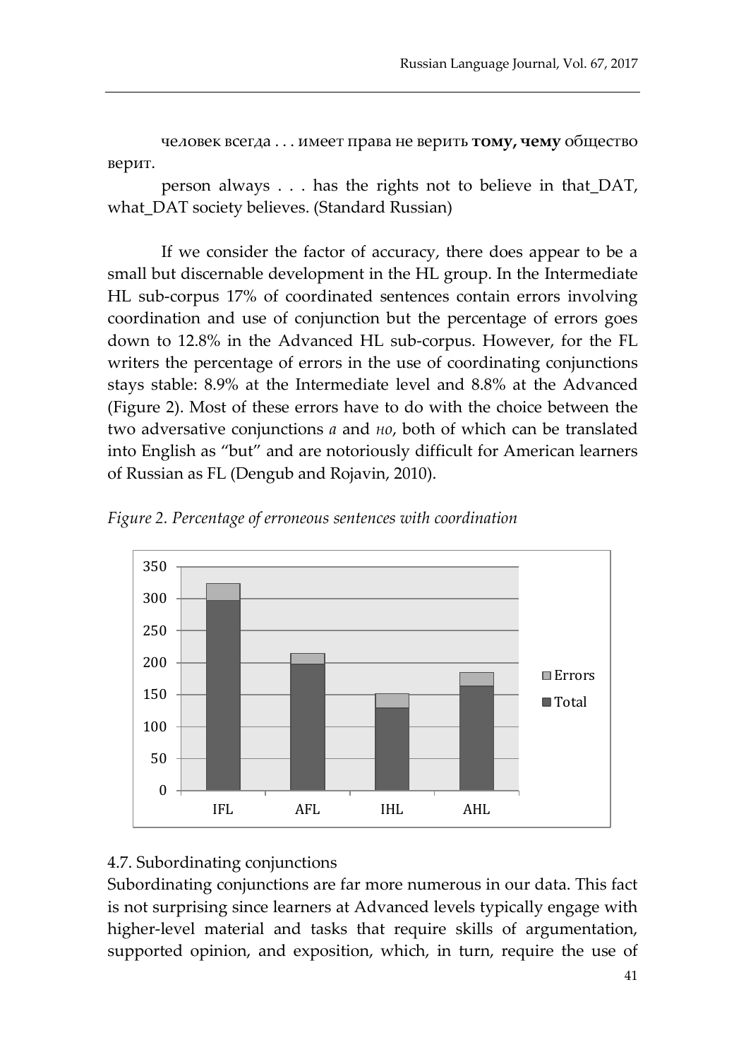человек всегда . . . имеет права не верить **тому, чему** общество верит.

person always . . . has the rights not to believe in that_DAT, what_DAT society believes. (Standard Russian)

If we consider the factor of accuracy, there does appear to be a small but discernable development in the HL group. In the Intermediate HL sub-corpus 17% of coordinated sentences contain errors involving coordination and use of conjunction but the percentage of errors goes down to 12.8% in the Advanced HL sub-corpus. However, for the FL writers the percentage of errors in the use of coordinating conjunctions stays stable: 8.9% at the Intermediate level and 8.8% at the Advanced (Figure 2). Most of these errors have to do with the choice between the two adversative conjunctions *а* and *но*, both of which can be translated into English as "but" and are notoriously difficult for American learners of Russian as FL (Dengub and Rojavin, 2010).

*Figure 2. Percentage of erroneous sentences with coordination*

4.7. Subordinating conjunctions

Subordinating conjunctions are far more numerous in our data. This fact is not surprising since learners at Advanced levels typically engage with higher-level material and tasks that require skills of argumentation, supported opinion, and exposition, which, in turn, require the use of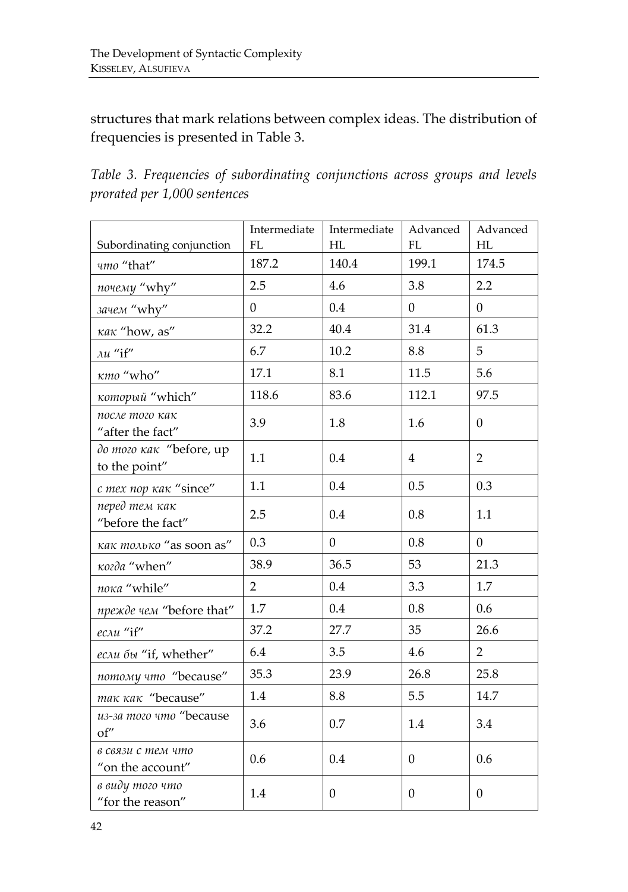structures that mark relations between complex ideas. The distribution of frequencies is presented in Table 3.

*Table 3. Frequencies of subordinating conjunctions across groups and levels prorated per 1,000 sentences*

| Subordinating conjunction | Intermediate FL | Intermediate HL | Advanced FL | Advanced HL |
|---|---|---|---|---|
| *что* "that" | 187.2 | 140.4 | 199.1 | 174.5 |
| *почему* "why" | 2.5 | 4.6 | 3.8 | 2.2 |
| *зачем* "why" | 0 | 0.4 | 0 | 0 |
| *как* "how, as" | 32.2 | 40.4 | 31.4 | 61.3 |
| *ли* "if" | 6.7 | 10.2 | 8.8 | 5 |
| *кто* "who" | 17.1 | 8.1 | 11.5 | 5.6 |
| *который* "which" | 118.6 | 83.6 | 112.1 | 97.5 |
| *после того как* "after the fact" | 3.9 | 1.8 | 1.6 | 0 |
| *до того как* "before, up to the point" | 1.1 | 0.4 | 4 | 2 |
| *с тех пор как* "since" | 1.1 | 0.4 | 0.5 | 0.3 |
| *перед тем как* "before the fact" | 2.5 | 0.4 | 0.8 | 1.1 |
| *как только* "as soon as" | 0.3 | 0 | 0.8 | 0 |
| *когда* "when" | 38.9 | 36.5 | 53 | 21.3 |
| *пока* "while" | 2 | 0.4 | 3.3 | 1.7 |
| *прежде чем* "before that" | 1.7 | 0.4 | 0.8 | 0.6 |
| *если* "if" | 37.2 | 27.7 | 35 | 26.6 |
| *если бы* "if, whether" | 6.4 | 3.5 | 4.6 | 2 |
| *потому что* "because" | 35.3 | 23.9 | 26.8 | 25.8 |
| *так как* "because" | 1.4 | 8.8 | 5.5 | 14.7 |
| *из-за того что* "because of" | 3.6 | 0.7 | 1.4 | 3.4 |
| *в связи с тем что* "on the account" | 0.6 | 0.4 | 0 | 0.6 |
| *в виду того что* "for the reason" | 1.4 | 0 | 0 | 0 |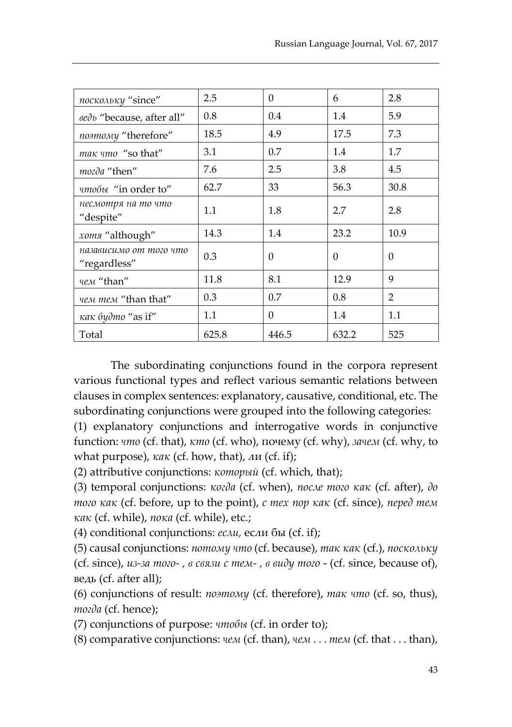| *поскольку* "since" | 2.5 | 0 | 6 | 2.8 |
|---|---|---|---|---|
| *ведь* "because, after all" | 0.8 | 0.4 | 1.4 | 5.9 |
| *поэтому* "therefore" | 18.5 | 4.9 | 17.5 | 7.3 |
| *так что* "so that" | 3.1 | 0.7 | 1.4 | 1.7 |
| *тогда* "then" | 7.6 | 2.5 | 3.8 | 4.5 |
| *чтобы* "in order to" | 62.7 | 33 | 56.3 | 30.8 |
| *несмотря на то что* "despite" | 1.1 | 1.8 | 2.7 | 2.8 |
| *хотя* "although" | 14.3 | 1.4 | 23.2 | 10.9 |
| *независимо от того что* "regardless" | 0.3 | 0 | 0 | 0 |
| *чем* "than" | 11.8 | 8.1 | 12.9 | 9 |
| *чем тем* "than that" | 0.3 | 0.7 | 0.8 | 2 |
| *как будто* "as if" | 1.1 | 0 | 1.4 | 1.1 |
| Total | 625.8 | 446.5 | 632.2 | 525 |

The subordinating conjunctions found in the corpora represent various functional types and reflect various semantic relations between clauses in complex sentences: explanatory, causative, conditional, etc. The subordinating conjunctions were grouped into the following categories:

(1) explanatory conjunctions and interrogative words in conjunctive function: *что* (cf. that), *кто* (cf. who), почему (cf. why), *зачем* (cf. why, to what purpose), *как* (cf. how, that), *ли* (cf. if);

(2) attributive conjunctions: *который* (cf. which, that);

(3) temporal conjunctions: *когда* (cf. when), *после того как* (cf. after), *до того как* (cf. before, up to the point), *с тех пор как* (cf. since), *перед тем как* (cf. while), *пока* (cf. while), etc.;

(4) conditional conjunctions: *если,* если бы (cf. if);

(5) causal conjunctions: *потому что* (cf. because), *так как* (cf.), *поскольку* (cf. since), *из-за того- , в связи с тем- , в виду того* - (cf. since, because of), ведь (cf. after all);

(6) conjunctions of result: *поэтому* (cf. therefore), *так что* (cf. so, thus), *тогда* (cf. hence);

(7) conjunctions of purpose: *чтобы* (cf. in order to);

(8) comparative conjunctions: *чем* (cf. than), *чем . . . тем* (cf. that . . . than),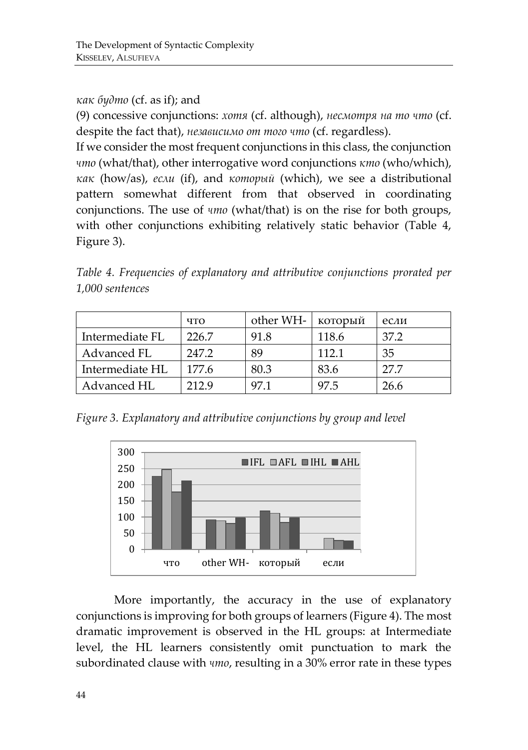*как будто* (cf. as if); and

(9) concessive conjunctions: *хотя* (cf. although), *несмотря на то что* (cf. despite the fact that), *независимо от того что* (cf. regardless).

If we consider the most frequent conjunctions in this class, the conjunction *что* (what/that), other interrogative word conjunctions *кто* (who/which), *как* (how/as), *если* (if), and *который* (which), we see a distributional pattern somewhat different from that observed in coordinating conjunctions. The use of *что* (what/that) is on the rise for both groups, with other conjunctions exhibiting relatively static behavior (Table 4, Figure 3).

*Table 4. Frequencies of explanatory and attributive conjunctions prorated per 1,000 sentences*

| | что | other WH- | который | если |
|---|---|---|---|---|
| Intermediate FL | 226.7 | 91.8 | 118.6 | 37.2 |
| Advanced FL | 247.2 | 89 | 112.1 | 35 |
| Intermediate HL | 177.6 | 80.3 | 83.6 | 27.7 |
| Advanced HL | 212.9 | 97.1 | 97.5 | 26.6 |

*Figure 3. Explanatory and attributive conjunctions by group and level*

More importantly, the accuracy in the use of explanatory conjunctions is improving for both groups of learners (Figure 4). The most dramatic improvement is observed in the HL groups: at Intermediate level, the HL learners consistently omit punctuation to mark the subordinated clause with *что*, resulting in a 30% error rate in these types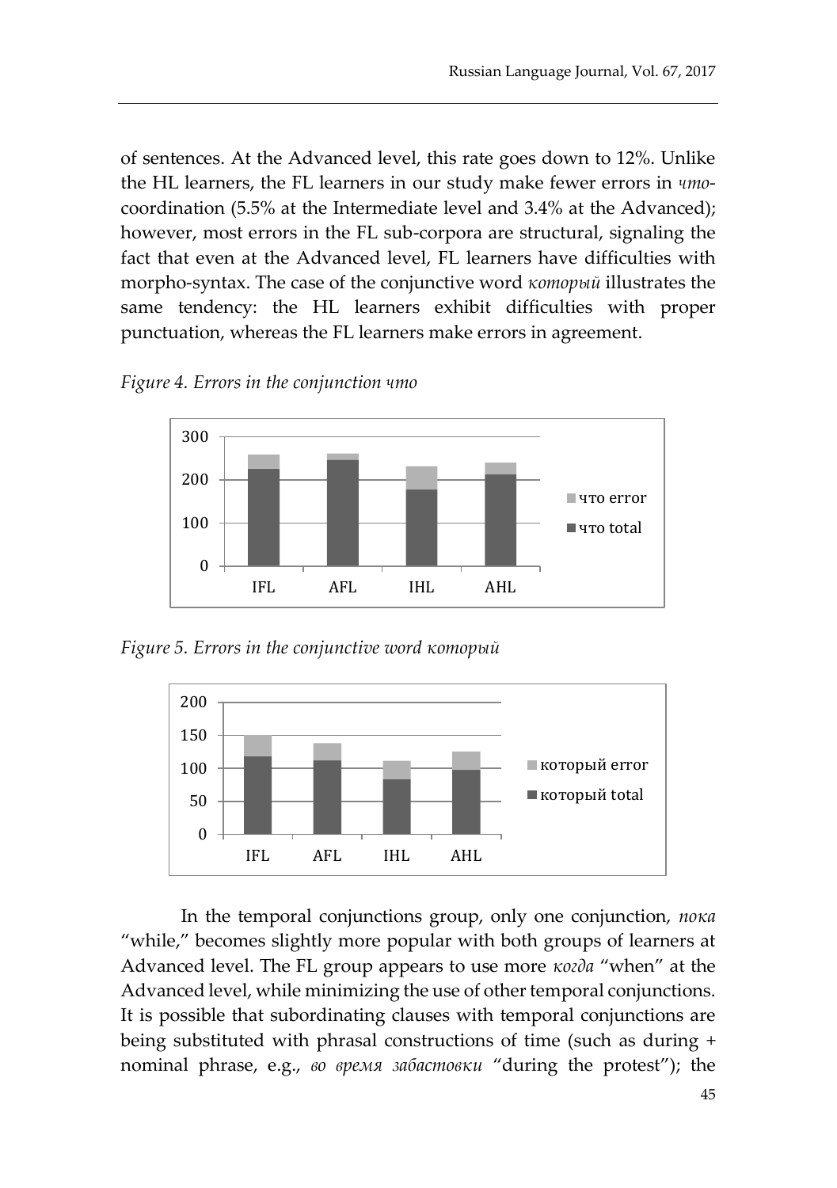of sentences. At the Advanced level, this rate goes down to 12%. Unlike the HL learners, the FL learners in our study make fewer errors in *что*-coordination (5.5% at the Intermediate level and 3.4% at the Advanced); however, most errors in the FL sub-corpora are structural, signaling the fact that even at the Advanced level, FL learners have difficulties with morpho-syntax. The case of the conjunctive word *который* illustrates the same tendency: the HL learners exhibit difficulties with proper punctuation, whereas the FL learners make errors in agreement.

*Figure 4. Errors in the conjunction что*

*Figure 5. Errors in the conjunctive word который*

In the temporal conjunctions group, only one conjunction, *пока* "while," becomes slightly more popular with both groups of learners at Advanced level. The FL group appears to use more *когда* "when" at the Advanced level, while minimizing the use of other temporal conjunctions. It is possible that subordinating clauses with temporal conjunctions are being substituted with phrasal constructions of time (such as during + nominal phrase, e.g., *во время забастовки* "during the protest"); the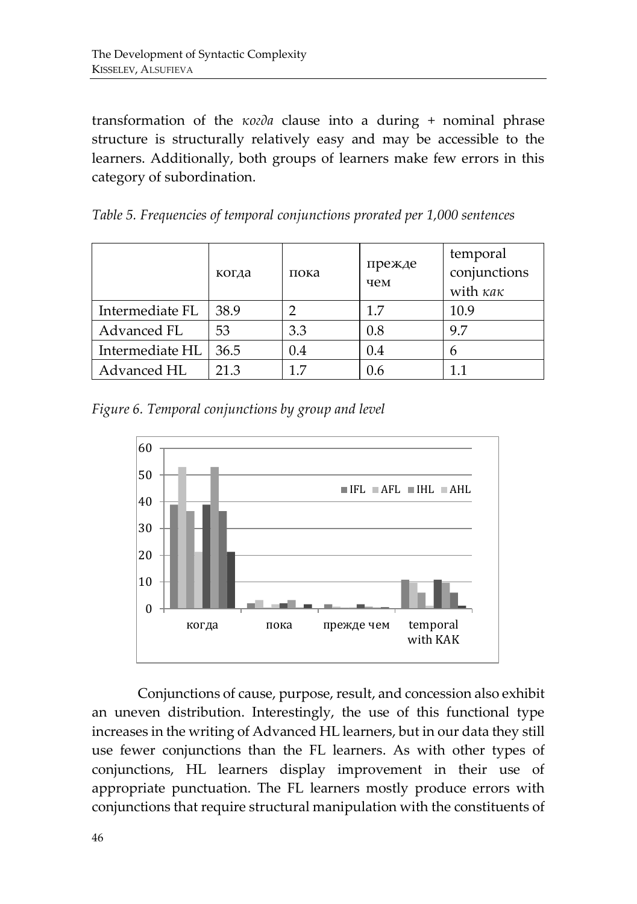transformation of the *когда* clause into a during + nominal phrase structure is structurally relatively easy and may be accessible to the learners. Additionally, both groups of learners make few errors in this category of subordination.

*Table 5. Frequencies of temporal conjunctions prorated per 1,000 sentences*

| | когда | пока | прежде чем | temporal conjunctions with *как* |
|---|---|---|---|---|
| Intermediate FL | 38.9 | 2 | 1.7 | 10.9 |
| Advanced FL | 53 | 3.3 | 0.8 | 9.7 |
| Intermediate HL | 36.5 | 0.4 | 0.4 | 6 |
| Advanced HL | 21.3 | 1.7 | 0.6 | 1.1 |

*Figure 6. Temporal conjunctions by group and level*

Conjunctions of cause, purpose, result, and concession also exhibit an uneven distribution. Interestingly, the use of this functional type increases in the writing of Advanced HL learners, but in our data they still use fewer conjunctions than the FL learners. As with other types of conjunctions, HL learners display improvement in their use of appropriate punctuation. The FL learners mostly produce errors with conjunctions that require structural manipulation with the constituents of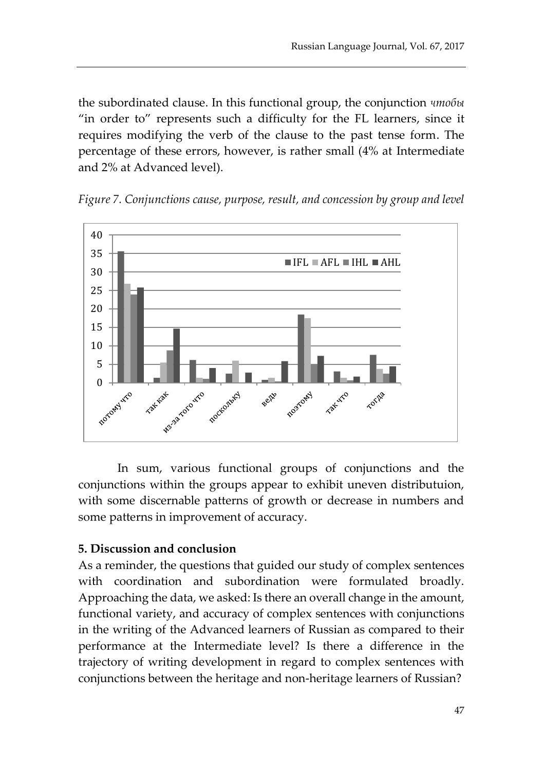the subordinated clause. In this functional group, the conjunction *чтобы* "in order to" represents such a difficulty for the FL learners, since it requires modifying the verb of the clause to the past tense form. The percentage of these errors, however, is rather small (4% at Intermediate and 2% at Advanced level).

*Figure 7. Conjunctions cause, purpose, result, and concession by group and level*

In sum, various functional groups of conjunctions and the conjunctions within the groups appear to exhibit uneven distributuion, with some discernable patterns of growth or decrease in numbers and some patterns in improvement of accuracy.

**5. Discussion and conclusion**

As a reminder, the questions that guided our study of complex sentences with coordination and subordination were formulated broadly. Approaching the data, we asked: Is there an overall change in the amount, functional variety, and accuracy of complex sentences with conjunctions in the writing of the Advanced learners of Russian as compared to their performance at the Intermediate level? Is there a difference in the trajectory of writing development in regard to complex sentences with conjunctions between the heritage and non-heritage learners of Russian?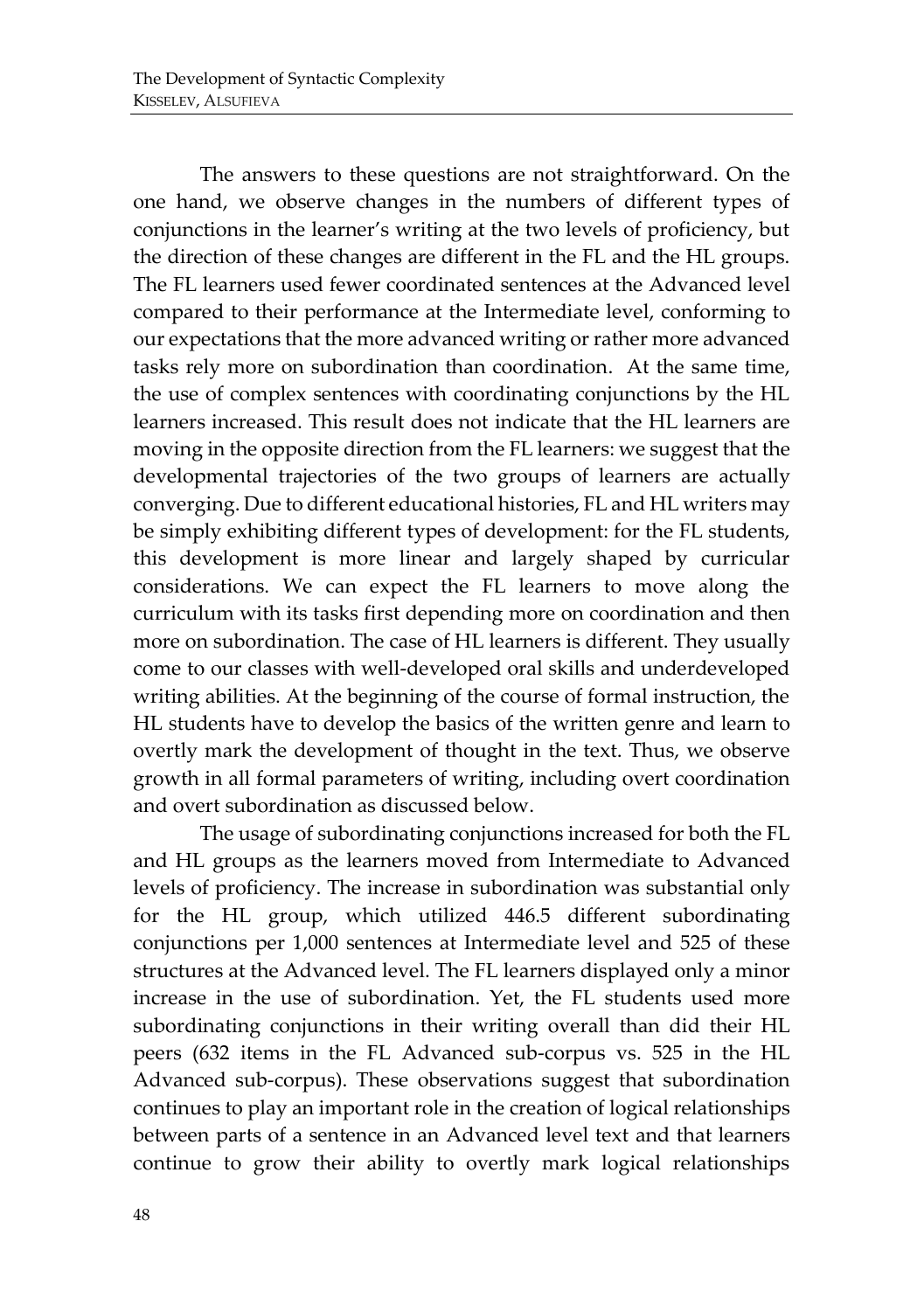The answers to these questions are not straightforward. On the one hand, we observe changes in the numbers of different types of conjunctions in the learner's writing at the two levels of proficiency, but the direction of these changes are different in the FL and the HL groups. The FL learners used fewer coordinated sentences at the Advanced level compared to their performance at the Intermediate level, conforming to our expectations that the more advanced writing or rather more advanced tasks rely more on subordination than coordination. At the same time, the use of complex sentences with coordinating conjunctions by the HL learners increased. This result does not indicate that the HL learners are moving in the opposite direction from the FL learners: we suggest that the developmental trajectories of the two groups of learners are actually converging. Due to different educational histories, FL and HL writers may be simply exhibiting different types of development: for the FL students, this development is more linear and largely shaped by curricular considerations. We can expect the FL learners to move along the curriculum with its tasks first depending more on coordination and then more on subordination. The case of HL learners is different. They usually come to our classes with well-developed oral skills and underdeveloped writing abilities. At the beginning of the course of formal instruction, the HL students have to develop the basics of the written genre and learn to overtly mark the development of thought in the text. Thus, we observe growth in all formal parameters of writing, including overt coordination and overt subordination as discussed below.

The usage of subordinating conjunctions increased for both the FL and HL groups as the learners moved from Intermediate to Advanced levels of proficiency. The increase in subordination was substantial only for the HL group, which utilized 446.5 different subordinating conjunctions per 1,000 sentences at Intermediate level and 525 of these structures at the Advanced level. The FL learners displayed only a minor increase in the use of subordination. Yet, the FL students used more subordinating conjunctions in their writing overall than did their HL peers (632 items in the FL Advanced sub-corpus vs. 525 in the HL Advanced sub-corpus). These observations suggest that subordination continues to play an important role in the creation of logical relationships between parts of a sentence in an Advanced level text and that learners continue to grow their ability to overtly mark logical relationships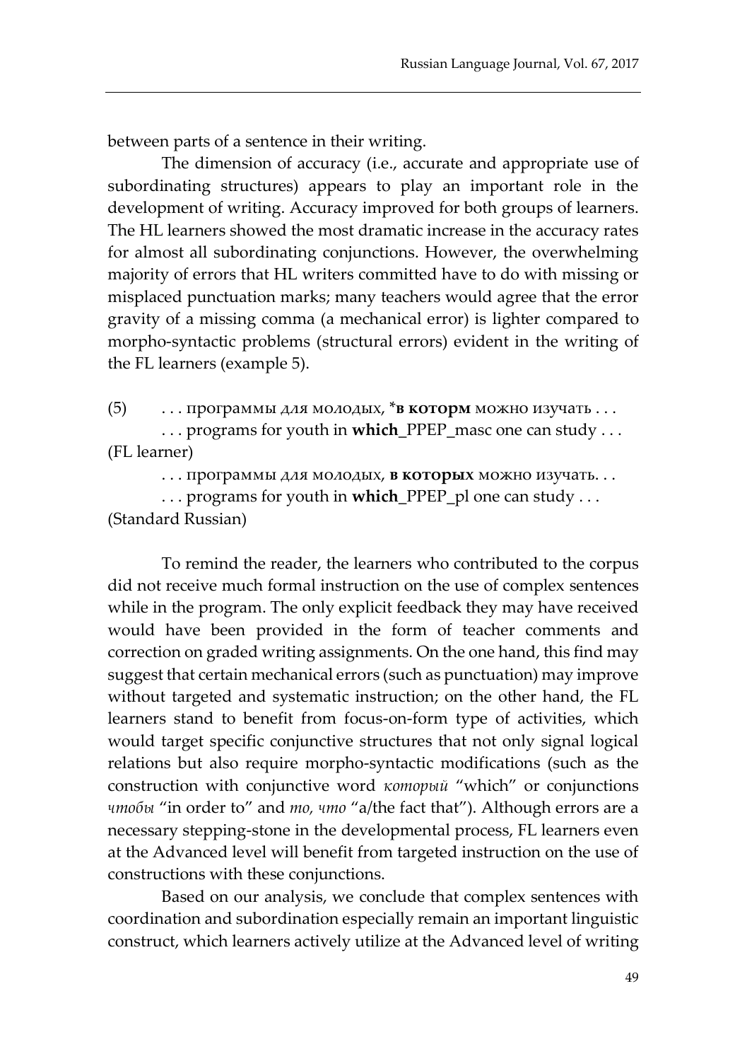between parts of a sentence in their writing.

The dimension of accuracy (i.e., accurate and appropriate use of subordinating structures) appears to play an important role in the development of writing. Accuracy improved for both groups of learners. The HL learners showed the most dramatic increase in the accuracy rates for almost all subordinating conjunctions. However, the overwhelming majority of errors that HL writers committed have to do with missing or misplaced punctuation marks; many teachers would agree that the error gravity of a missing comma (a mechanical error) is lighter compared to morpho-syntactic problems (structural errors) evident in the writing of the FL learners (example 5).

(5) . . . программы для молодых, ***в которм** можно изучать . . .
. . . programs for youth in **which**_PPEP_masc one can study . . .
(FL learner)
. . . программы для молодых, **в которых** можно изучать. . .
. . . programs for youth in **which**_PPEP_pl one can study . . .
(Standard Russian)

To remind the reader, the learners who contributed to the corpus did not receive much formal instruction on the use of complex sentences while in the program. The only explicit feedback they may have received would have been provided in the form of teacher comments and correction on graded writing assignments. On the one hand, this find may suggest that certain mechanical errors (such as punctuation) may improve without targeted and systematic instruction; on the other hand, the FL learners stand to benefit from focus-on-form type of activities, which would target specific conjunctive structures that not only signal logical relations but also require morpho-syntactic modifications (such as the construction with conjunctive word *который* "which" or conjunctions *чтобы* "in order to" and *то, что* "a/the fact that"). Although errors are a necessary stepping-stone in the developmental process, FL learners even at the Advanced level will benefit from targeted instruction on the use of constructions with these conjunctions.

Based on our analysis, we conclude that complex sentences with coordination and subordination especially remain an important linguistic construct, which learners actively utilize at the Advanced level of writing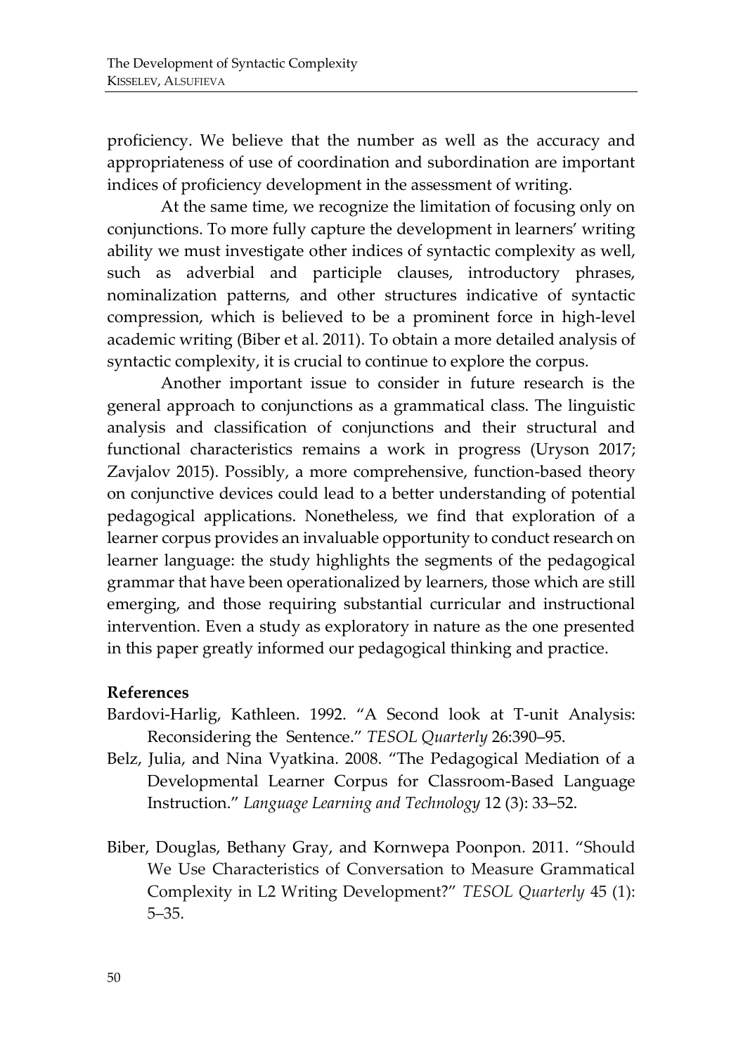proficiency. We believe that the number as well as the accuracy and appropriateness of use of coordination and subordination are important indices of proficiency development in the assessment of writing.

At the same time, we recognize the limitation of focusing only on conjunctions. To more fully capture the development in learners' writing ability we must investigate other indices of syntactic complexity as well, such as adverbial and participle clauses, introductory phrases, nominalization patterns, and other structures indicative of syntactic compression, which is believed to be a prominent force in high-level academic writing (Biber et al. 2011). To obtain a more detailed analysis of syntactic complexity, it is crucial to continue to explore the corpus.

Another important issue to consider in future research is the general approach to conjunctions as a grammatical class. The linguistic analysis and classification of conjunctions and their structural and functional characteristics remains a work in progress (Uryson 2017; Zavjalov 2015). Possibly, a more comprehensive, function-based theory on conjunctive devices could lead to a better understanding of potential pedagogical applications. Nonetheless, we find that exploration of a learner corpus provides an invaluable opportunity to conduct research on learner language: the study highlights the segments of the pedagogical grammar that have been operationalized by learners, those which are still emerging, and those requiring substantial curricular and instructional intervention. Even a study as exploratory in nature as the one presented in this paper greatly informed our pedagogical thinking and practice.

## References

Bardovi-Harlig, Kathleen. 1992. "A Second look at T-unit Analysis: Reconsidering the Sentence." *TESOL Quarterly* 26:390–95.

Belz, Julia, and Nina Vyatkina. 2008. "The Pedagogical Mediation of a Developmental Learner Corpus for Classroom-Based Language Instruction." *Language Learning and Technology* 12 (3): 33–52.

Biber, Douglas, Bethany Gray, and Kornwepa Poonpon. 2011. "Should We Use Characteristics of Conversation to Measure Grammatical Complexity in L2 Writing Development?" *TESOL Quarterly* 45 (1): 5–35.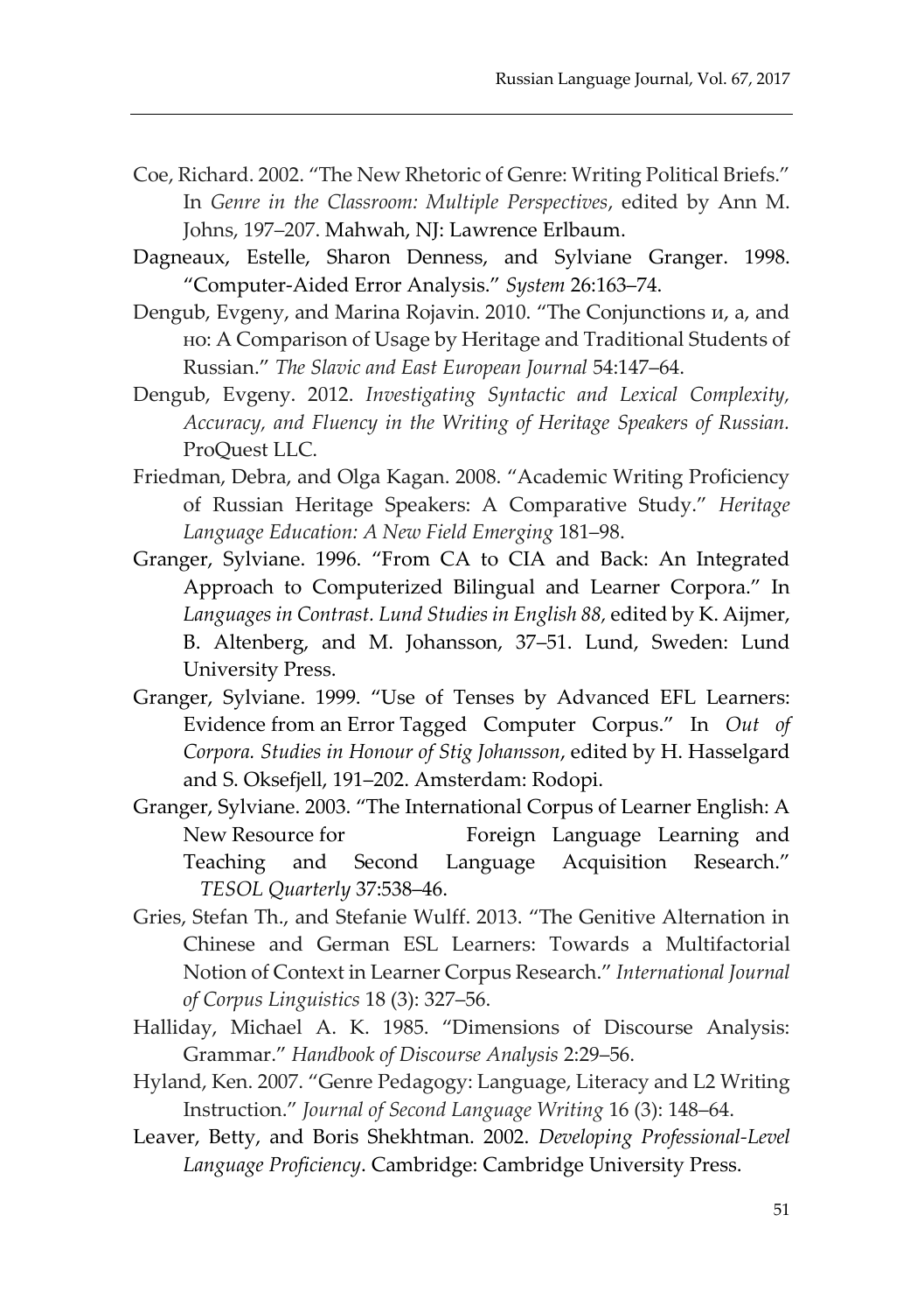Coe, Richard. 2002. "The New Rhetoric of Genre: Writing Political Briefs." In *Genre in the Classroom: Multiple Perspectives*, edited by Ann M. Johns, 197–207. Mahwah, NJ: Lawrence Erlbaum.

Dagneaux, Estelle, Sharon Denness, and Sylviane Granger. 1998. "Computer-Aided Error Analysis." *System* 26:163–74.

Dengub, Evgeny, and Marina Rojavin. 2010. "The Conjunctions и, а, and но: A Comparison of Usage by Heritage and Traditional Students of Russian." *The Slavic and East European Journal* 54:147–64.

Dengub, Evgeny. 2012. *Investigating Syntactic and Lexical Complexity, Accuracy, and Fluency in the Writing of Heritage Speakers of Russian.* ProQuest LLC.

Friedman, Debra, and Olga Kagan. 2008. "Academic Writing Proficiency of Russian Heritage Speakers: A Comparative Study." *Heritage Language Education: A New Field Emerging* 181–98.

Granger, Sylviane. 1996. "From CA to CIA and Back: An Integrated Approach to Computerized Bilingual and Learner Corpora." In *Languages in Contrast. Lund Studies in English 88,* edited by K. Aijmer, B. Altenberg, and M. Johansson, 37–51. Lund, Sweden: Lund University Press.

Granger, Sylviane. 1999. "Use of Tenses by Advanced EFL Learners: Evidence from an Error Tagged Computer Corpus." In *Out of Corpora. Studies in Honour of Stig Johansson*, edited by H. Hasselgard and S. Oksefjell, 191–202. Amsterdam: Rodopi.

Granger, Sylviane. 2003. "The International Corpus of Learner English: A New Resource for Foreign Language Learning and Teaching and Second Language Acquisition Research." *TESOL Quarterly* 37:538–46.

Gries, Stefan Th., and Stefanie Wulff. 2013. "The Genitive Alternation in Chinese and German ESL Learners: Towards a Multifactorial Notion of Context in Learner Corpus Research." *International Journal of Corpus Linguistics* 18 (3): 327–56.

Halliday, Michael A. K. 1985. "Dimensions of Discourse Analysis: Grammar." *Handbook of Discourse Analysis* 2:29–56.

Hyland, Ken. 2007. "Genre Pedagogy: Language, Literacy and L2 Writing Instruction." *Journal of Second Language Writing* 16 (3): 148–64.

Leaver, Betty, and Boris Shekhtman. 2002. *Developing Professional-Level Language Proficiency*. Cambridge: Cambridge University Press.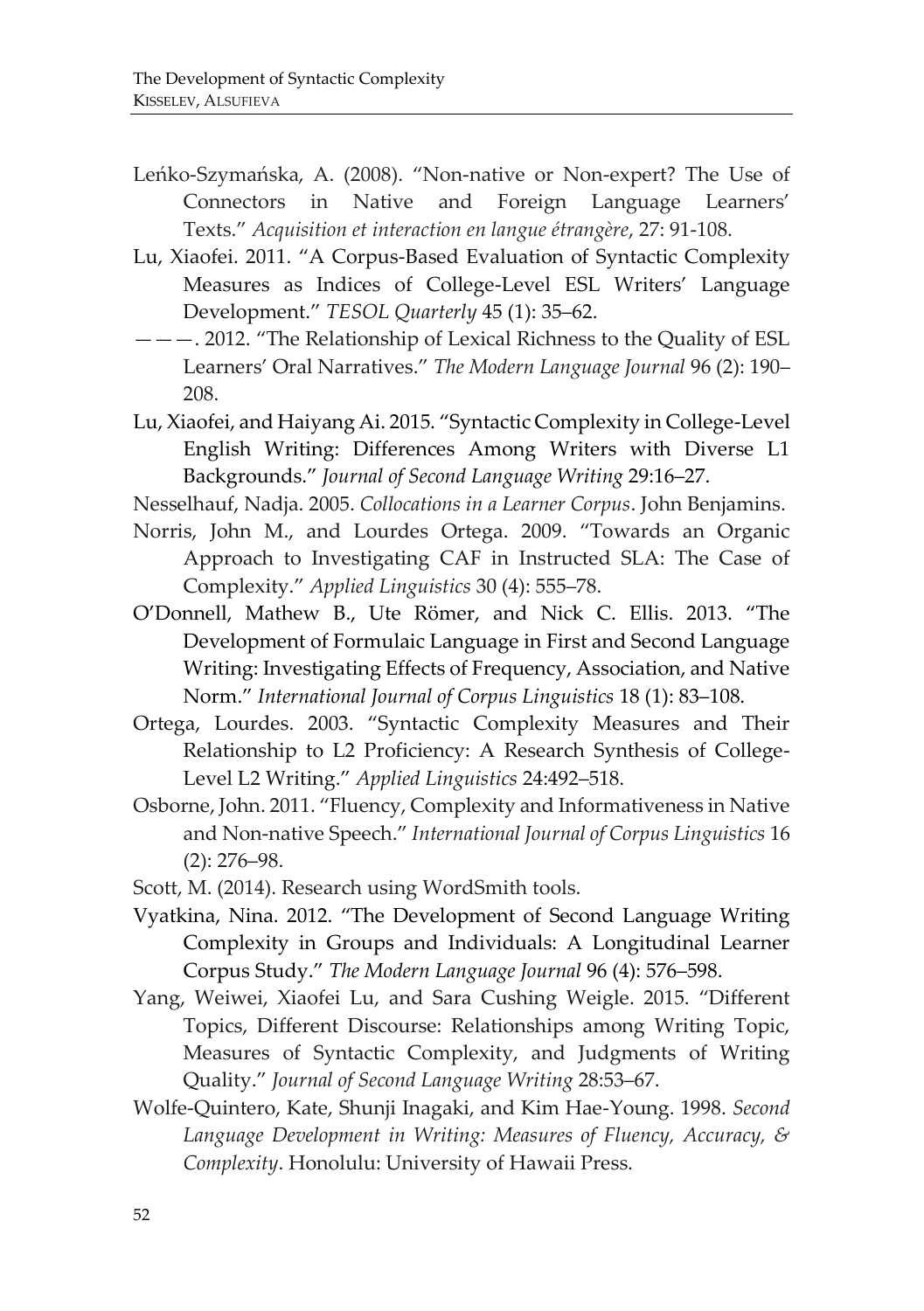Leńko-Szymańska, A. (2008). "Non-native or Non-expert? The Use of Connectors in Native and Foreign Language Learners' Texts." *Acquisition et interaction en langue étrangère*, 27: 91-108.

Lu, Xiaofei. 2011. "A Corpus-Based Evaluation of Syntactic Complexity Measures as Indices of College-Level ESL Writers' Language Development." *TESOL Quarterly* 45 (1): 35–62.

———. 2012. "The Relationship of Lexical Richness to the Quality of ESL Learners' Oral Narratives." *The Modern Language Journal* 96 (2): 190–208.

Lu, Xiaofei, and Haiyang Ai. 2015. "Syntactic Complexity in College-Level English Writing: Differences Among Writers with Diverse L1 Backgrounds." *Journal of Second Language Writing* 29:16–27.

Nesselhauf, Nadja. 2005. *Collocations in a Learner Corpus*. John Benjamins.

Norris, John M., and Lourdes Ortega. 2009. "Towards an Organic Approach to Investigating CAF in Instructed SLA: The Case of Complexity." *Applied Linguistics* 30 (4): 555–78.

O'Donnell, Mathew B., Ute Römer, and Nick C. Ellis. 2013. "The Development of Formulaic Language in First and Second Language Writing: Investigating Effects of Frequency, Association, and Native Norm." *International Journal of Corpus Linguistics* 18 (1): 83–108.

Ortega, Lourdes. 2003. "Syntactic Complexity Measures and Their Relationship to L2 Proficiency: A Research Synthesis of College-Level L2 Writing." *Applied Linguistics* 24:492–518.

Osborne, John. 2011. "Fluency, Complexity and Informativeness in Native and Non-native Speech." *International Journal of Corpus Linguistics* 16 (2): 276–98.

Scott, M. (2014). Research using WordSmith tools.

Vyatkina, Nina. 2012. "The Development of Second Language Writing Complexity in Groups and Individuals: A Longitudinal Learner Corpus Study." *The Modern Language Journal* 96 (4): 576–598.

Yang, Weiwei, Xiaofei Lu, and Sara Cushing Weigle. 2015. "Different Topics, Different Discourse: Relationships among Writing Topic, Measures of Syntactic Complexity, and Judgments of Writing Quality." *Journal of Second Language Writing* 28:53–67.

Wolfe-Quintero, Kate, Shunji Inagaki, and Kim Hae-Young. 1998. *Second Language Development in Writing: Measures of Fluency, Accuracy, & Complexity*. Honolulu: University of Hawaii Press.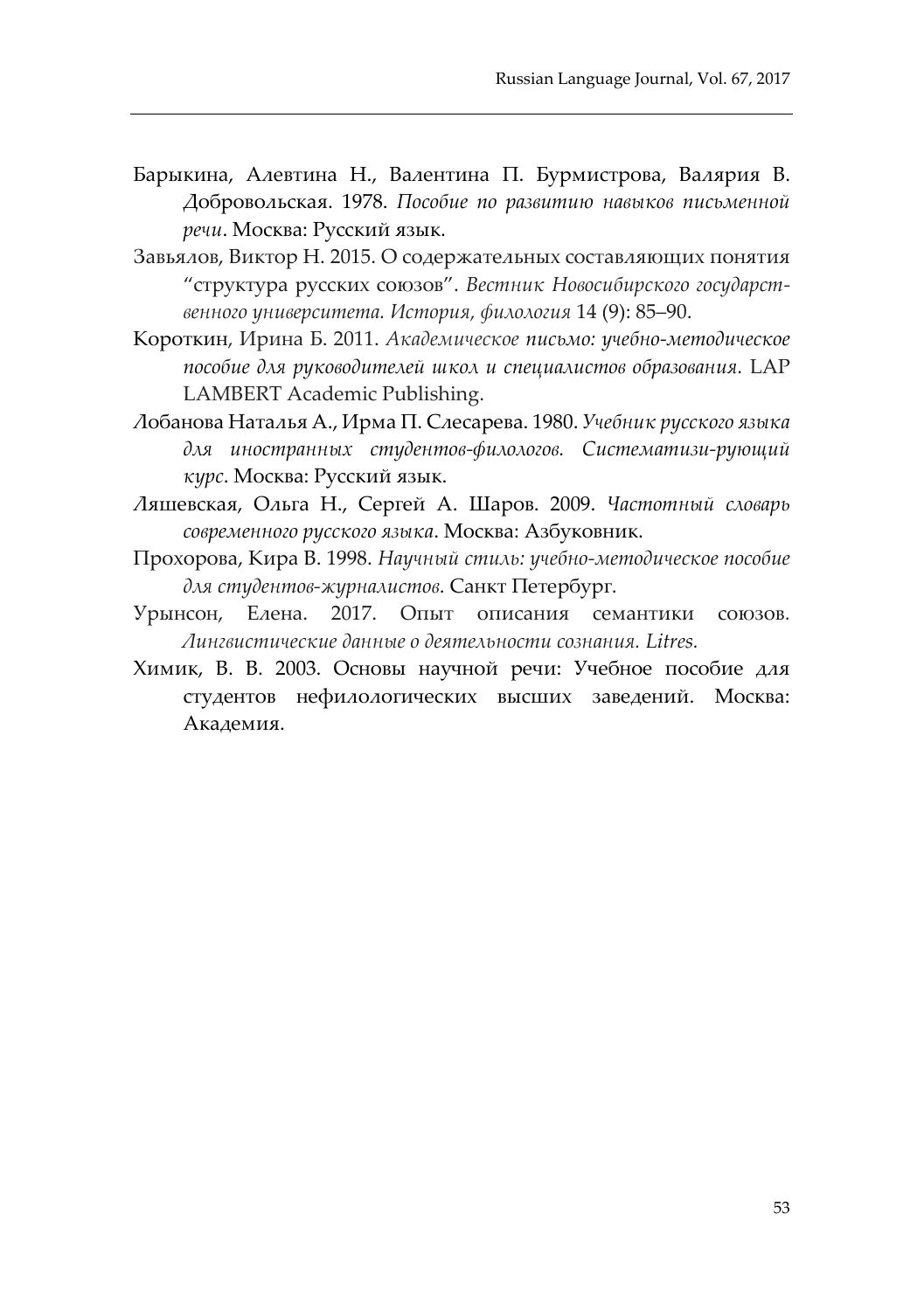Барыкина, Алевтина Н., Валентина П. Бурмистрова, Валярия В. Добровольская. 1978. *Пособие по развитию навыков письменной речи*. Москва: Русский язык.

Завьялов, Виктор Н. 2015. О содержательных составляющих понятия "структура русских союзов". *Вестник Новосибирского государственного университета. История, филология* 14 (9): 85–90.

Короткин, Ирина Б. 2011. *Академическое письмо: учебно-методическое пособие для руководителей школ и специалистов образования*. LAP LAMBERT Academic Publishing.

Лобанова Наталья А., Ирма П. Слесарева. 1980. *Учебник русского языка для иностранных студентов-филологов. Систематизи-рующий курс*. Москва: Русский язык.

Ляшевская, Ольга Н., Сергей А. Шаров. 2009. *Частотный словарь современного русского языка*. Москва: Азбуковник.

Прохорова, Кира В. 1998. *Научный стиль: учебно-методическое пособие для студентов-журналистов*. Санкт Петербург.

Урынсон, Елена. 2017. Опыт описания семантики союзов. *Лингвистические данные о деятельности сознания. Litres.*

Химик, В. В. 2003. Основы научной речи: Учебное пособие для студентов нефилологических высших заведений. Москва: Академия.